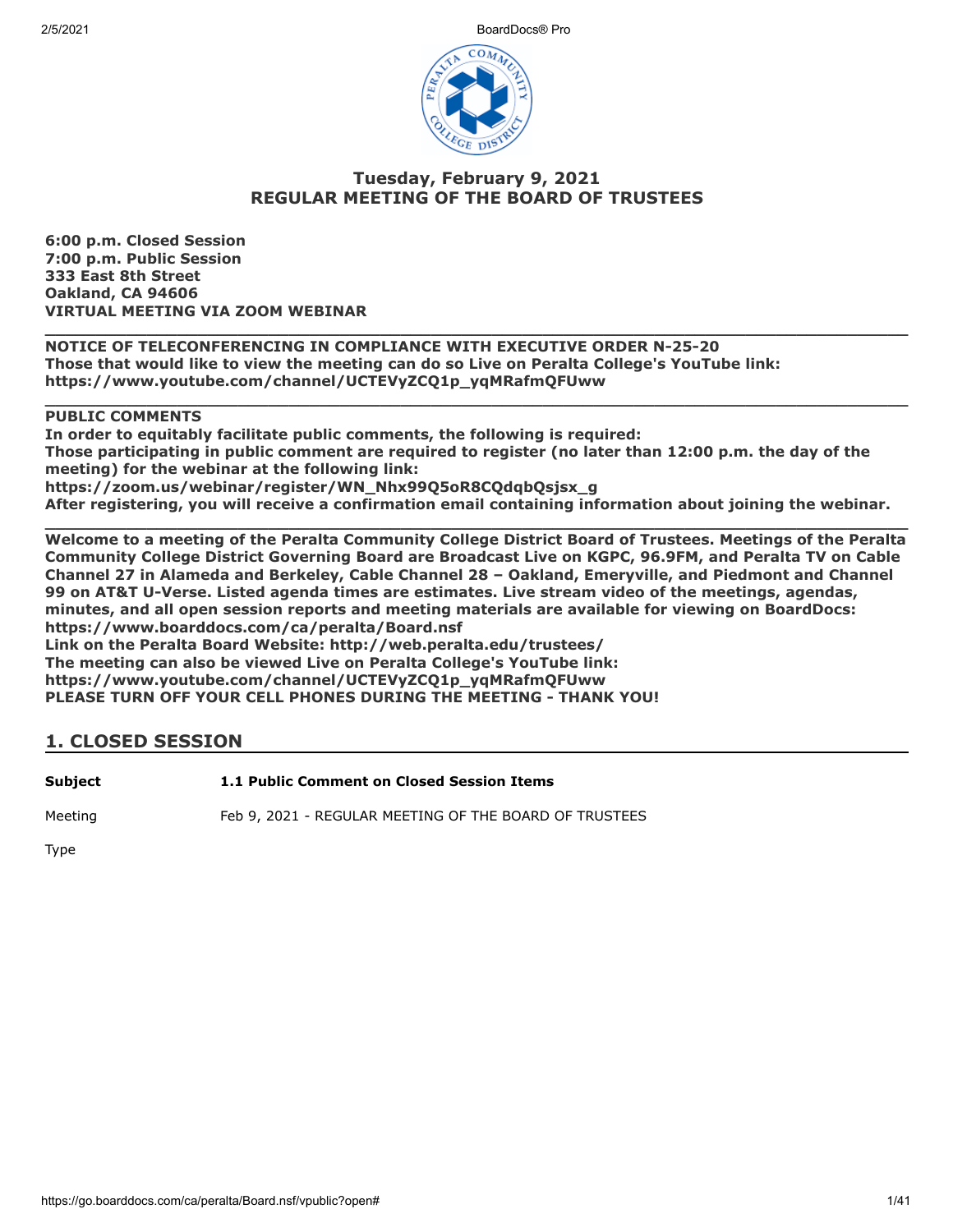## Tuesday, February 9, 2021
## REGULAR MEETING OF THE BOARD OF TRUSTEES

**6:00 p.m. Closed Session**
**7:00 p.m. Public Session**
**333 East 8th Street**
**Oakland, CA 94606**
**VIRTUAL MEETING VIA ZOOM WEBINAR**

---

**NOTICE OF TELECONFERENCING IN COMPLIANCE WITH EXECUTIVE ORDER N-25-20**
**Those that would like to view the meeting can do so Live on Peralta College's YouTube link:**
**https://www.youtube.com/channel/UCTEVyZCQ1p_yqMRafmQFUww**

---

**PUBLIC COMMENTS**
**In order to equitably facilitate public comments, the following is required:**
**Those participating in public comment are required to register (no later than 12:00 p.m. the day of the meeting) for the webinar at the following link:**
**https://zoom.us/webinar/register/WN_Nhx99Q5oR8CQdqbQsjsx_g**
**After registering, you will receive a confirmation email containing information about joining the webinar.**

---

**Welcome to a meeting of the Peralta Community College District Board of Trustees. Meetings of the Peralta Community College District Governing Board are Broadcast Live on KGPC, 96.9FM, and Peralta TV on Cable Channel 27 in Alameda and Berkeley, Cable Channel 28 – Oakland, Emeryville, and Piedmont and Channel 99 on AT&T U-Verse. Listed agenda times are estimates. Live stream video of the meetings, agendas, minutes, and all open session reports and meeting materials are available for viewing on BoardDocs:**
**https://www.boarddocs.com/ca/peralta/Board.nsf**
**Link on the Peralta Board Website: http://web.peralta.edu/trustees/**
**The meeting can also be viewed Live on Peralta College's YouTube link:**
**https://www.youtube.com/channel/UCTEVyZCQ1p_yqMRafmQFUww**
**PLEASE TURN OFF YOUR CELL PHONES DURING THE MEETING - THANK YOU!**

## 1. CLOSED SESSION

| | |
|---|---|
| **Subject** | **1.1 Public Comment on Closed Session Items** |
| Meeting | Feb 9, 2021 - REGULAR MEETING OF THE BOARD OF TRUSTEES |
| Type | |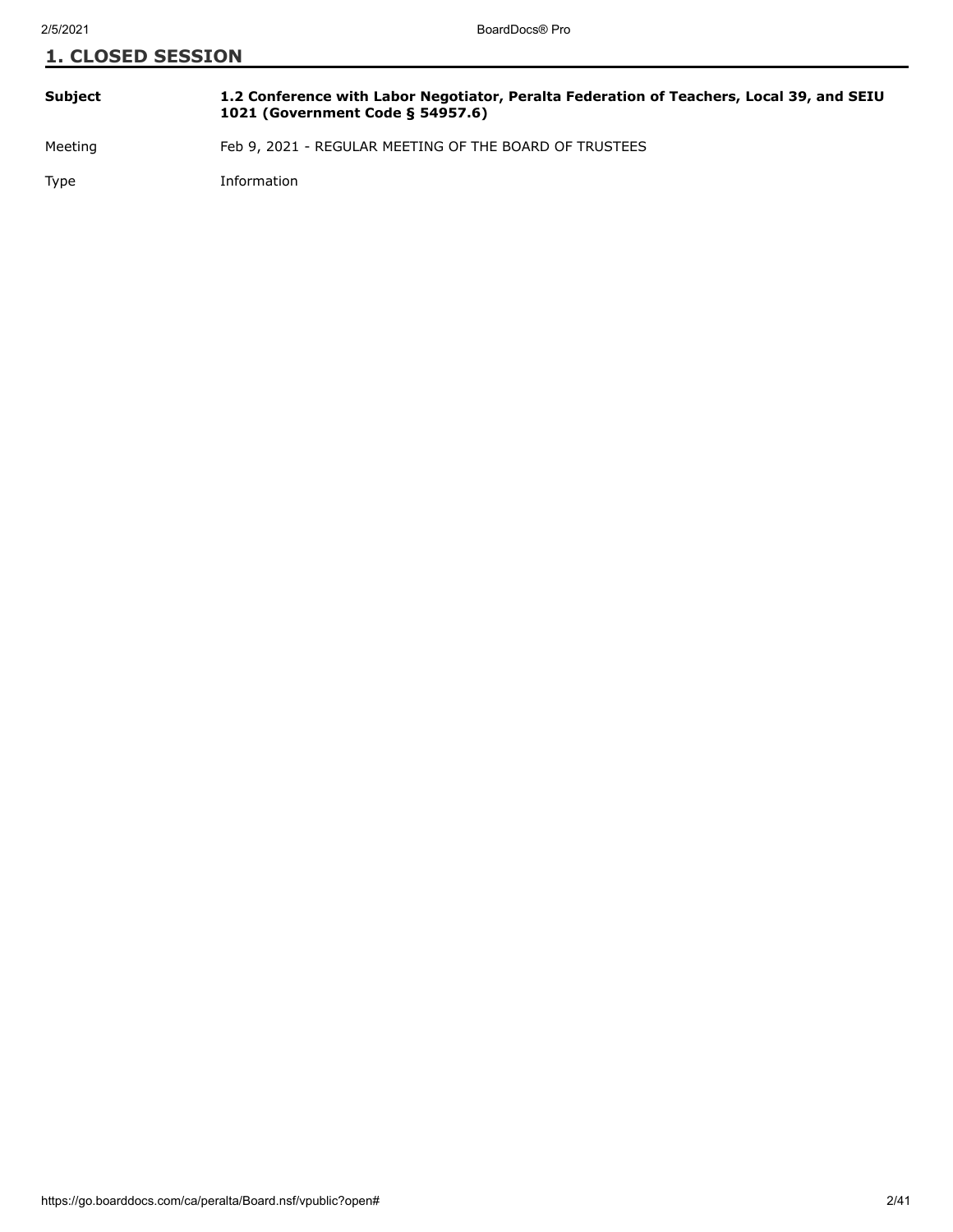## 1. CLOSED SESSION

| | |
|---|---|
| **Subject** | **1.2 Conference with Labor Negotiator, Peralta Federation of Teachers, Local 39, and SEIU 1021 (Government Code § 54957.6)** |
| Meeting | Feb 9, 2021 - REGULAR MEETING OF THE BOARD OF TRUSTEES |
| Type | Information |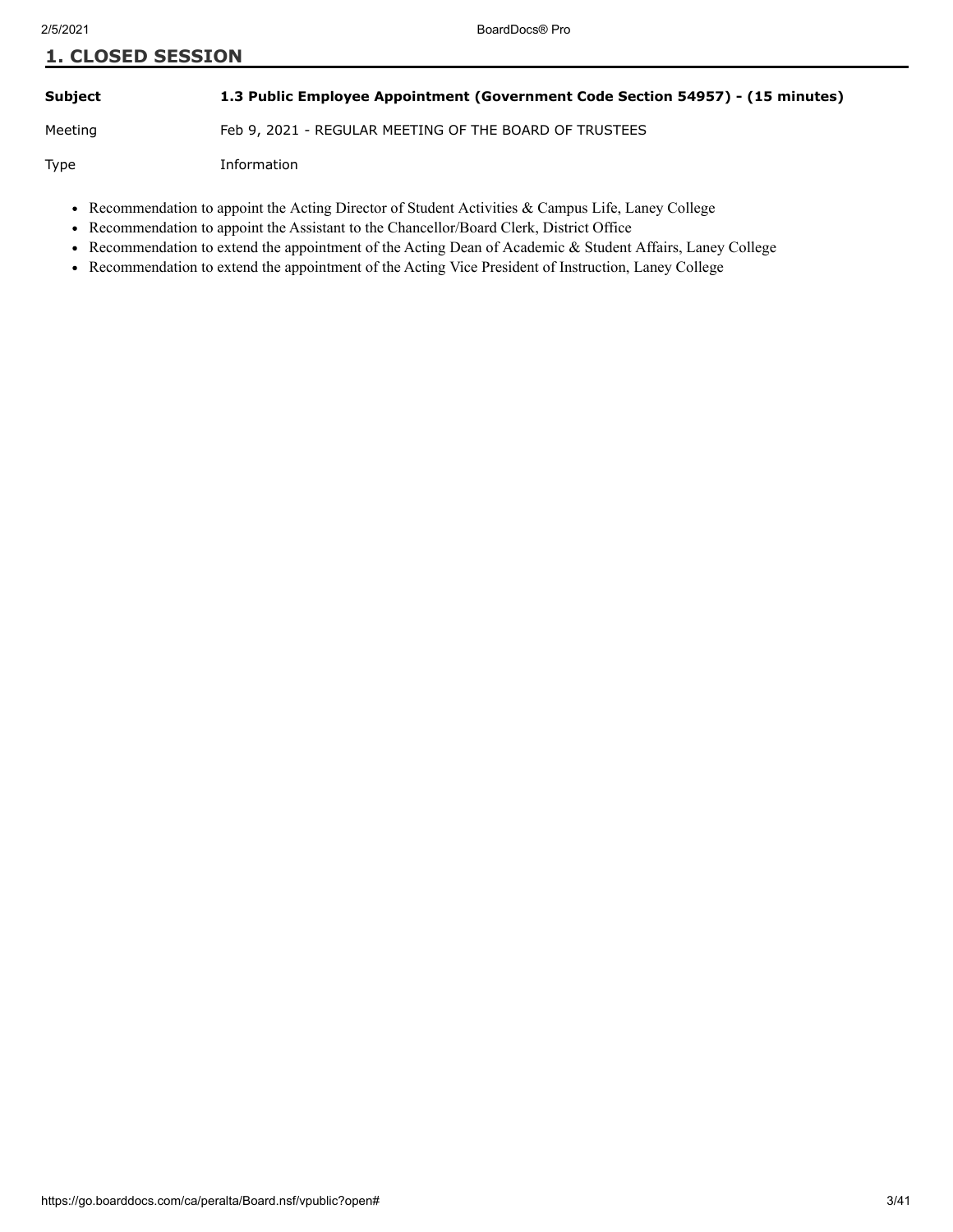## 1. CLOSED SESSION

| | |
|---|---|
| **Subject** | **1.3 Public Employee Appointment (Government Code Section 54957) - (15 minutes)** |
| Meeting | Feb 9, 2021 - REGULAR MEETING OF THE BOARD OF TRUSTEES |
| Type | Information |

- Recommendation to appoint the Acting Director of Student Activities & Campus Life, Laney College
- Recommendation to appoint the Assistant to the Chancellor/Board Clerk, District Office
- Recommendation to extend the appointment of the Acting Dean of Academic & Student Affairs, Laney College
- Recommendation to extend the appointment of the Acting Vice President of Instruction, Laney College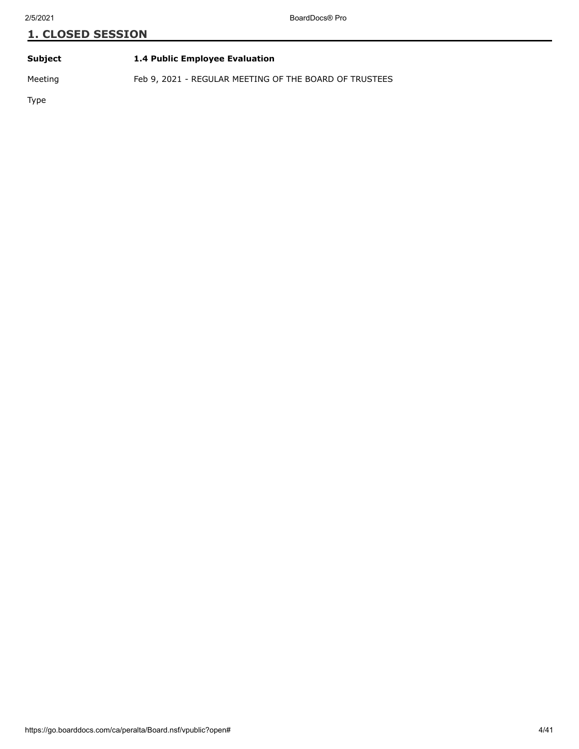## 1. CLOSED SESSION

| | |
|---|---|
| **Subject** | **1.4 Public Employee Evaluation** |
| Meeting | Feb 9, 2021 - REGULAR MEETING OF THE BOARD OF TRUSTEES |
| Type | |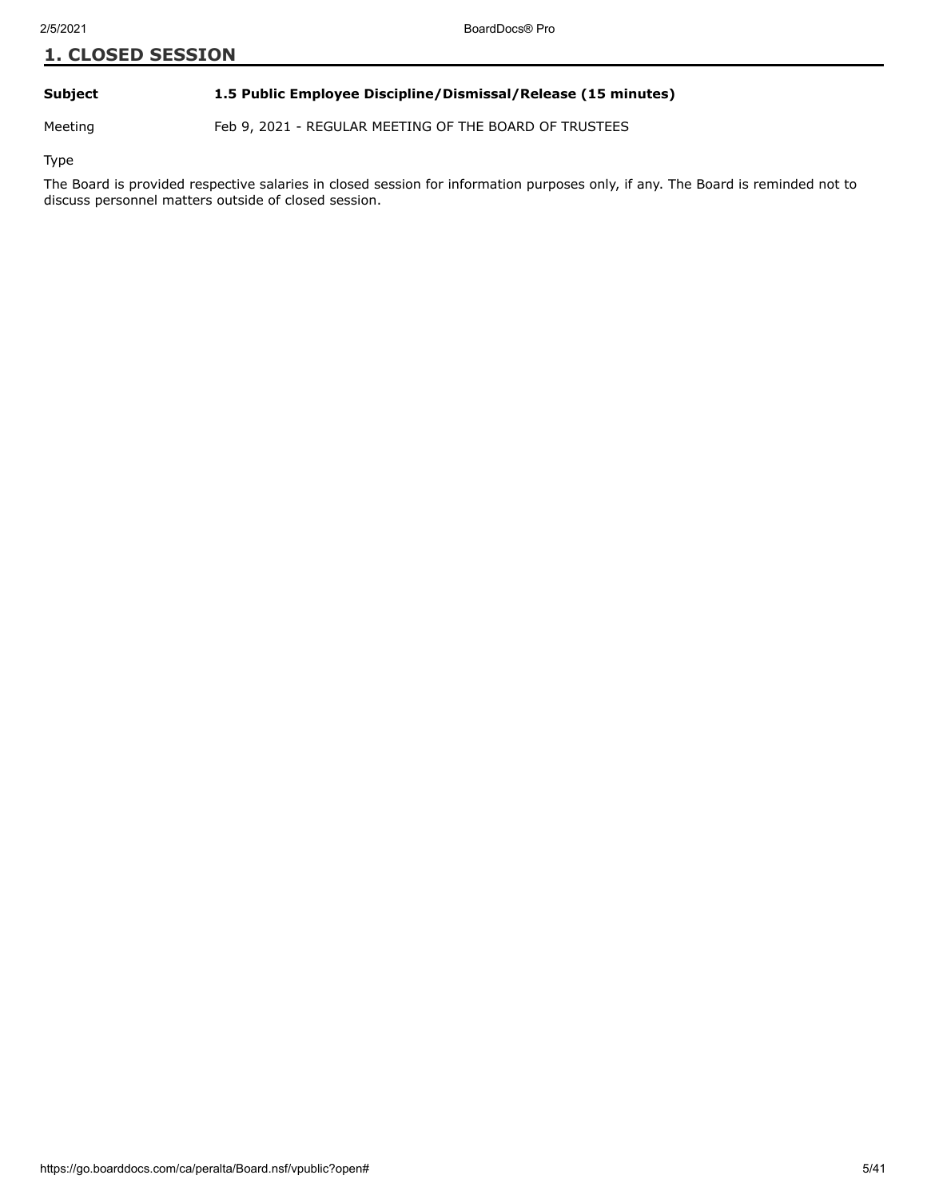## 1. CLOSED SESSION

| | |
|---|---|
| **Subject** | **1.5 Public Employee Discipline/Dismissal/Release (15 minutes)** |
| Meeting | Feb 9, 2021 - REGULAR MEETING OF THE BOARD OF TRUSTEES |
| Type | |

The Board is provided respective salaries in closed session for information purposes only, if any. The Board is reminded not to discuss personnel matters outside of closed session.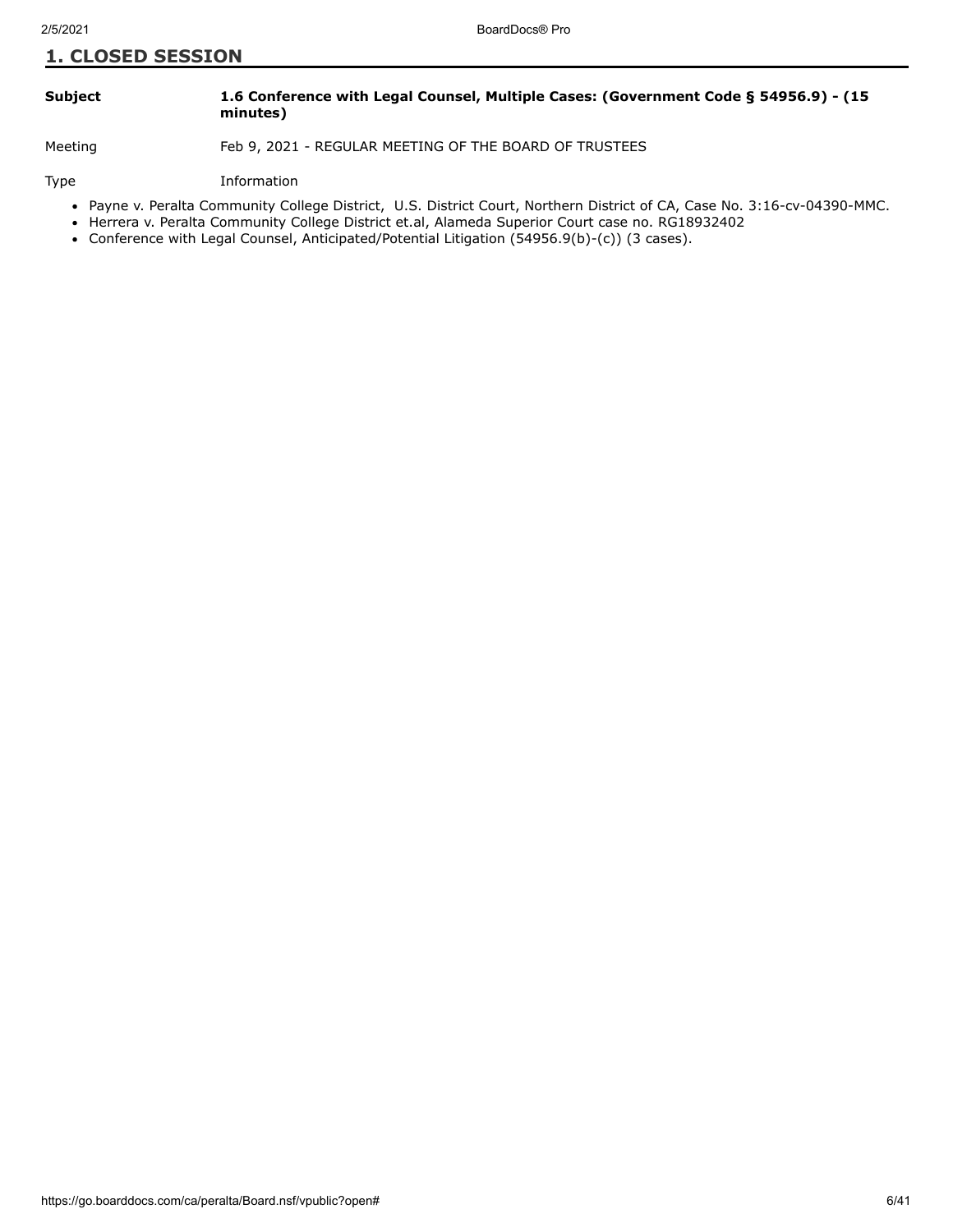## 1. CLOSED SESSION

| | |
|---|---|
| **Subject** | **1.6 Conference with Legal Counsel, Multiple Cases: (Government Code § 54956.9) - (15 minutes)** |
| Meeting | Feb 9, 2021 - REGULAR MEETING OF THE BOARD OF TRUSTEES |
| Type | Information |

- Payne v. Peralta Community College District, U.S. District Court, Northern District of CA, Case No. 3:16-cv-04390-MMC.
- Herrera v. Peralta Community College District et.al, Alameda Superior Court case no. RG18932402
- Conference with Legal Counsel, Anticipated/Potential Litigation (54956.9(b)-(c)) (3 cases).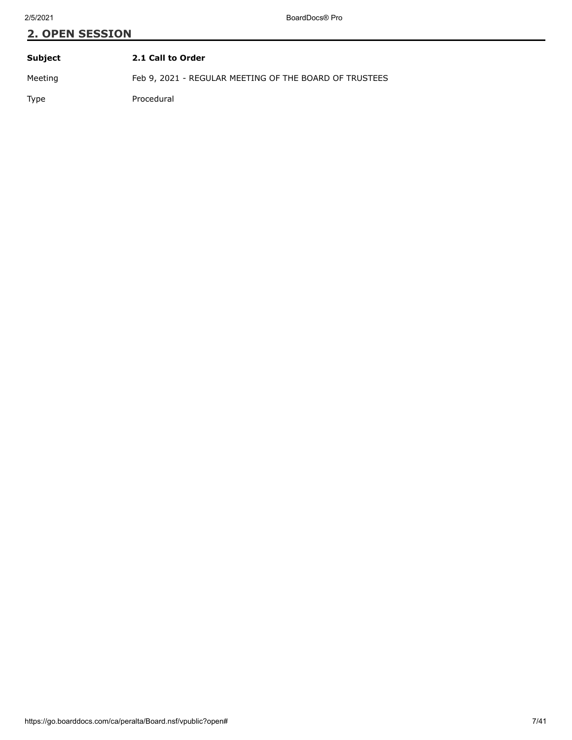## 2. OPEN SESSION

| **Subject** | **2.1 Call to Order** |
| --- | --- |
| Meeting | Feb 9, 2021 - REGULAR MEETING OF THE BOARD OF TRUSTEES |
| Type | Procedural |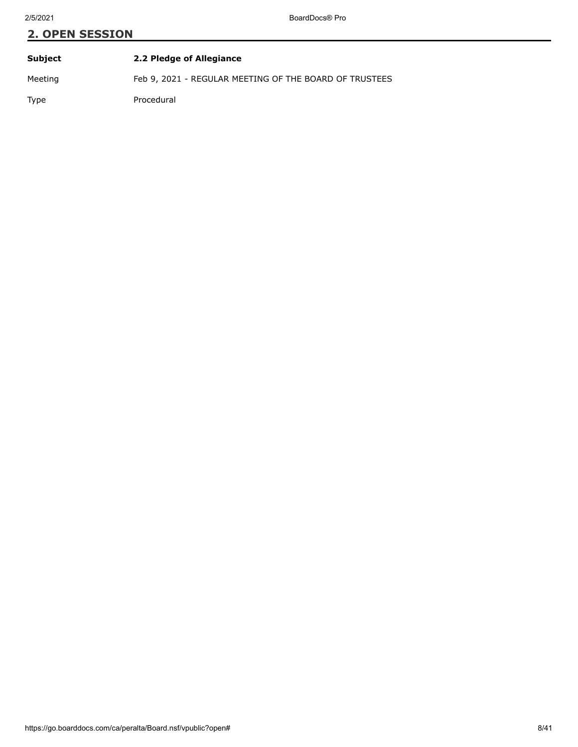## 2. OPEN SESSION

| | |
|---|---|
| **Subject** | **2.2 Pledge of Allegiance** |
| Meeting | Feb 9, 2021 - REGULAR MEETING OF THE BOARD OF TRUSTEES |
| Type | Procedural |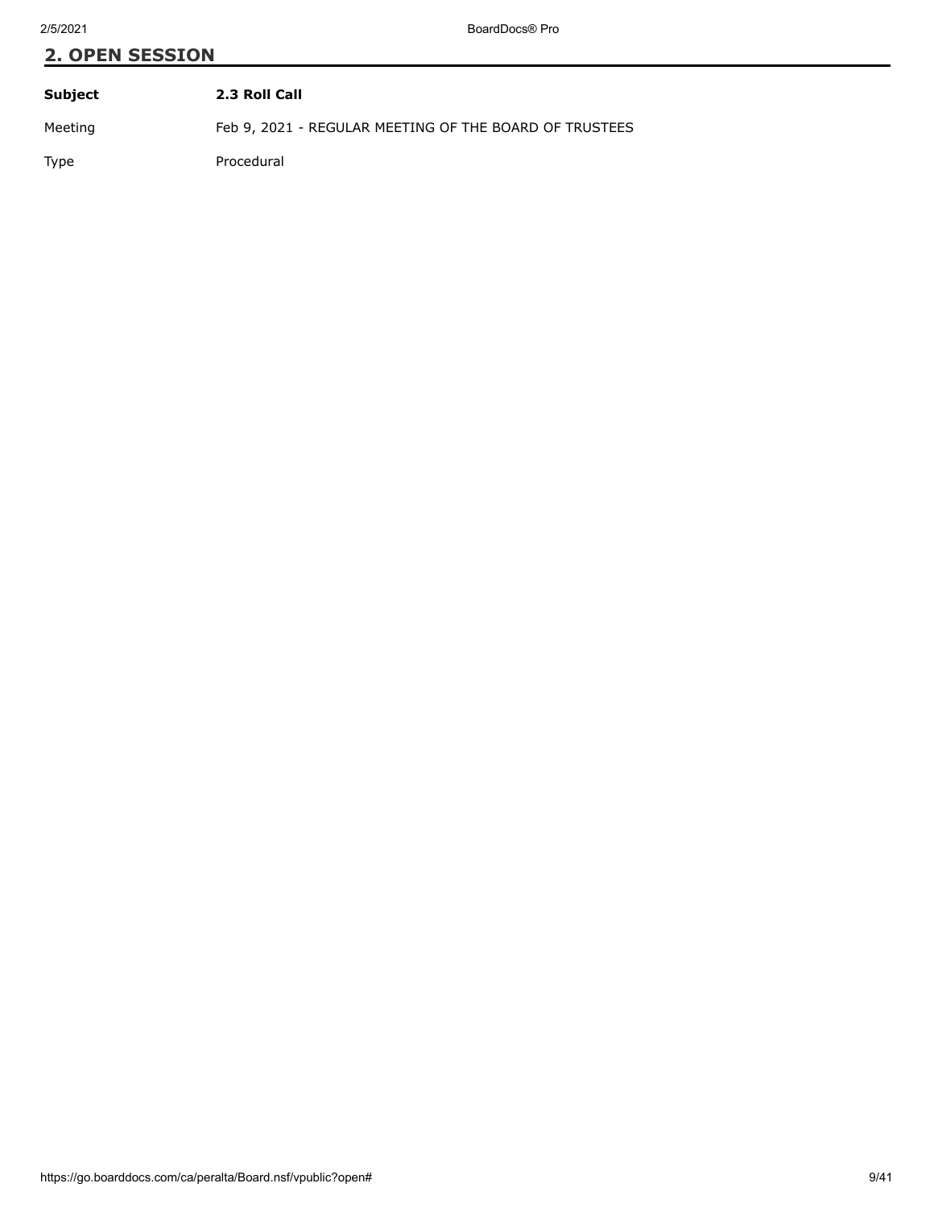## 2. OPEN SESSION

| **Subject** | **2.3 Roll Call** |
|---|---|
| Meeting | Feb 9, 2021 - REGULAR MEETING OF THE BOARD OF TRUSTEES |
| Type | Procedural |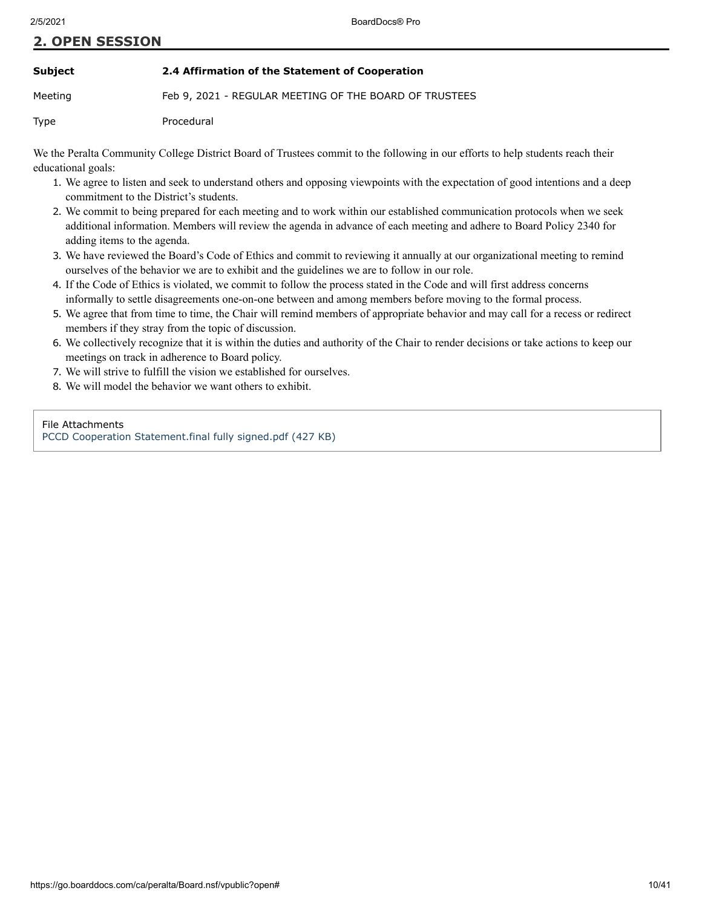## 2. OPEN SESSION

| | |
|---|---|
| **Subject** | **2.4 Affirmation of the Statement of Cooperation** |
| Meeting | Feb 9, 2021 - REGULAR MEETING OF THE BOARD OF TRUSTEES |
| Type | Procedural |

We the Peralta Community College District Board of Trustees commit to the following in our efforts to help students reach their educational goals:

1. We agree to listen and seek to understand others and opposing viewpoints with the expectation of good intentions and a deep commitment to the District's students.
2. We commit to being prepared for each meeting and to work within our established communication protocols when we seek additional information. Members will review the agenda in advance of each meeting and adhere to Board Policy 2340 for adding items to the agenda.
3. We have reviewed the Board's Code of Ethics and commit to reviewing it annually at our organizational meeting to remind ourselves of the behavior we are to exhibit and the guidelines we are to follow in our role.
4. If the Code of Ethics is violated, we commit to follow the process stated in the Code and will first address concerns informally to settle disagreements one-on-one between and among members before moving to the formal process.
5. We agree that from time to time, the Chair will remind members of appropriate behavior and may call for a recess or redirect members if they stray from the topic of discussion.
6. We collectively recognize that it is within the duties and authority of the Chair to render decisions or take actions to keep our meetings on track in adherence to Board policy.
7. We will strive to fulfill the vision we established for ourselves.
8. We will model the behavior we want others to exhibit.

File Attachments
PCCD Cooperation Statement.final fully signed.pdf (427 KB)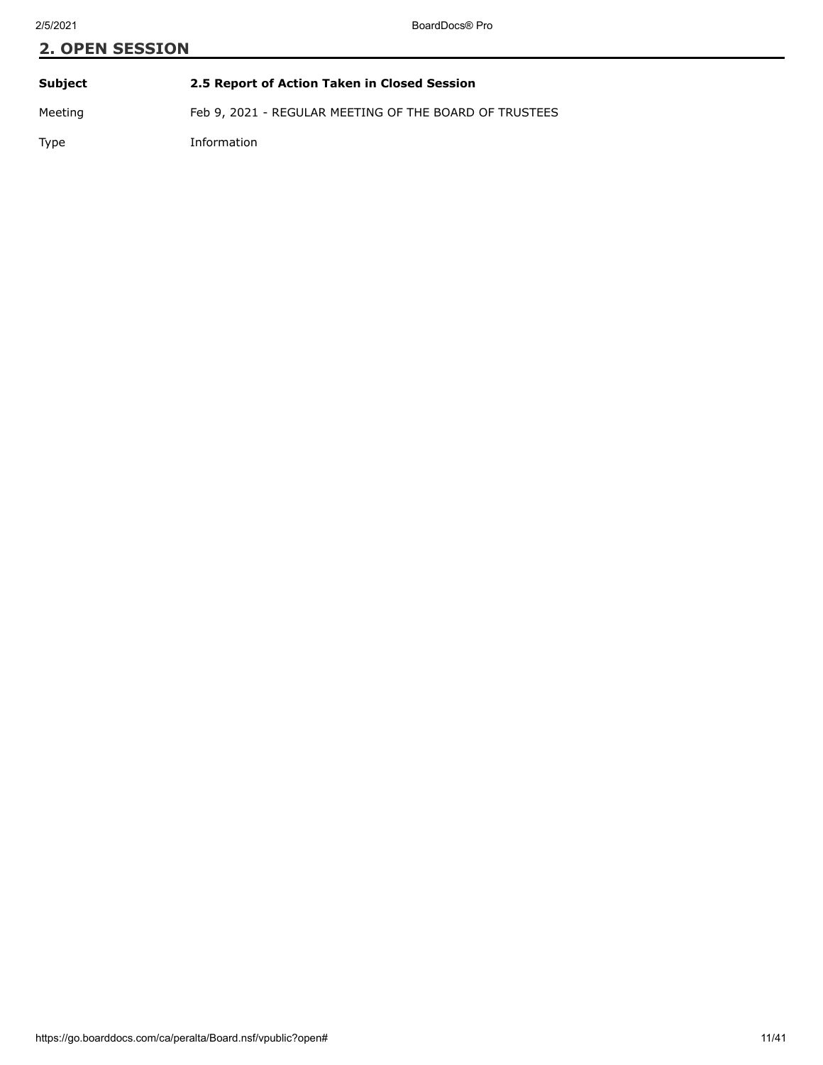## 2. OPEN SESSION

| | |
|---|---|
| **Subject** | **2.5 Report of Action Taken in Closed Session** |
| Meeting | Feb 9, 2021 - REGULAR MEETING OF THE BOARD OF TRUSTEES |
| Type | Information |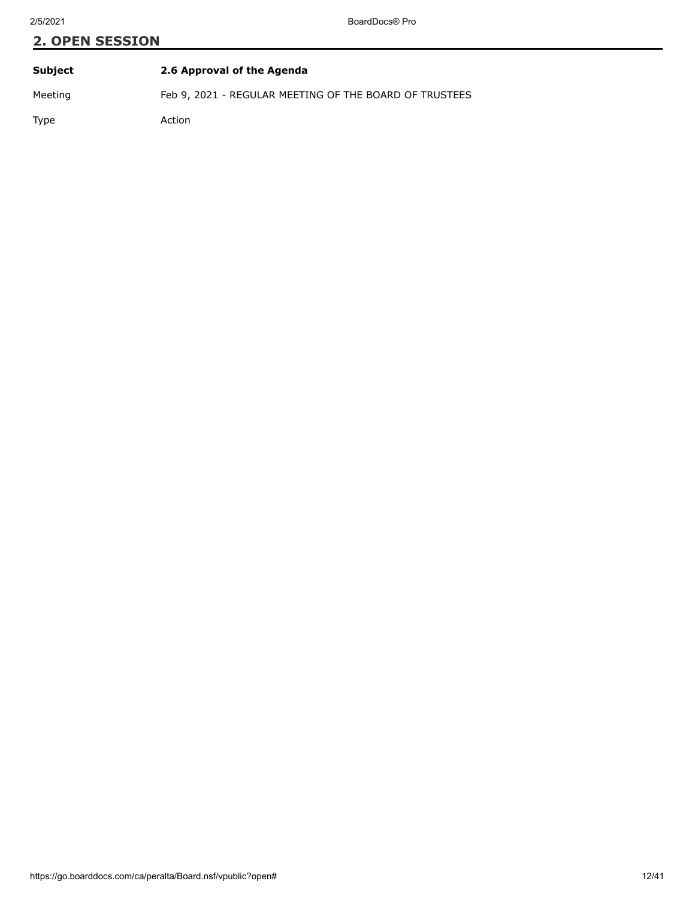## 2. OPEN SESSION

| | |
|---|---|
| **Subject** | **2.6 Approval of the Agenda** |
| Meeting | Feb 9, 2021 - REGULAR MEETING OF THE BOARD OF TRUSTEES |
| Type | Action |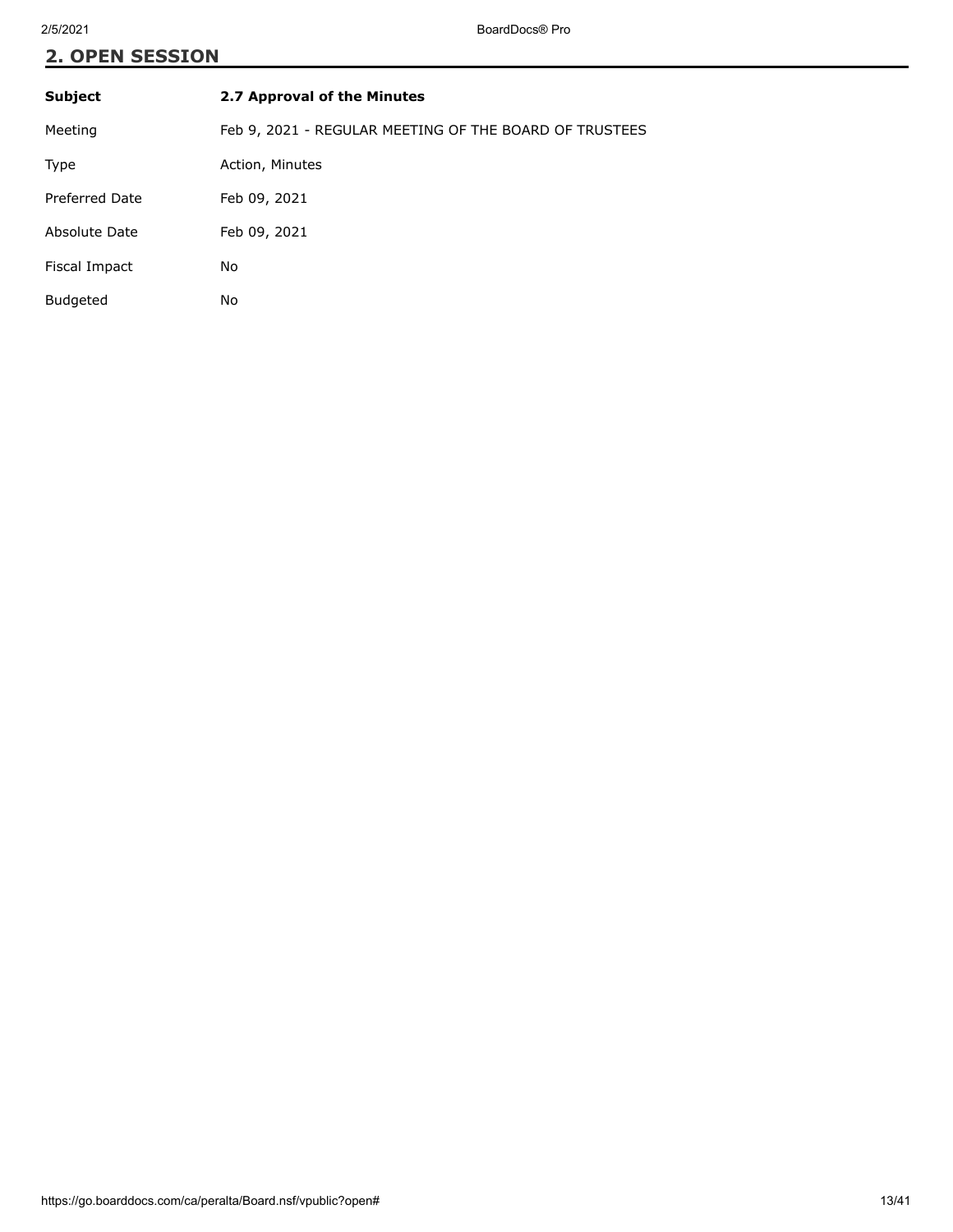## 2. OPEN SESSION

| Subject | 2.7 Approval of the Minutes |
|---|---|
| Meeting | Feb 9, 2021 - REGULAR MEETING OF THE BOARD OF TRUSTEES |
| Type | Action, Minutes |
| Preferred Date | Feb 09, 2021 |
| Absolute Date | Feb 09, 2021 |
| Fiscal Impact | No |
| Budgeted | No |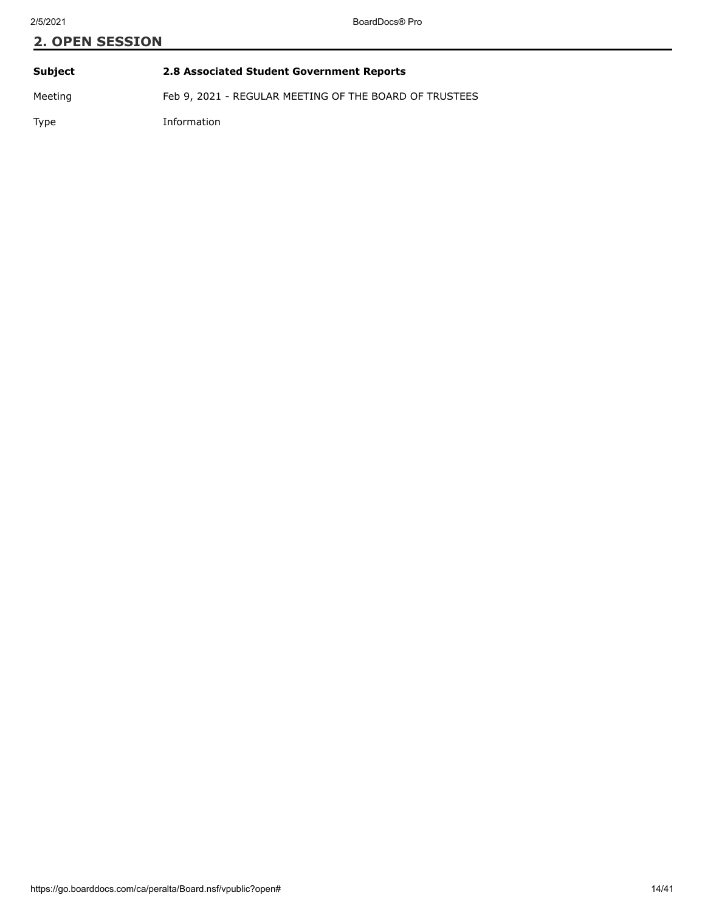## 2. OPEN SESSION

| | |
|---|---|
| **Subject** | **2.8 Associated Student Government Reports** |
| Meeting | Feb 9, 2021 - REGULAR MEETING OF THE BOARD OF TRUSTEES |
| Type | Information |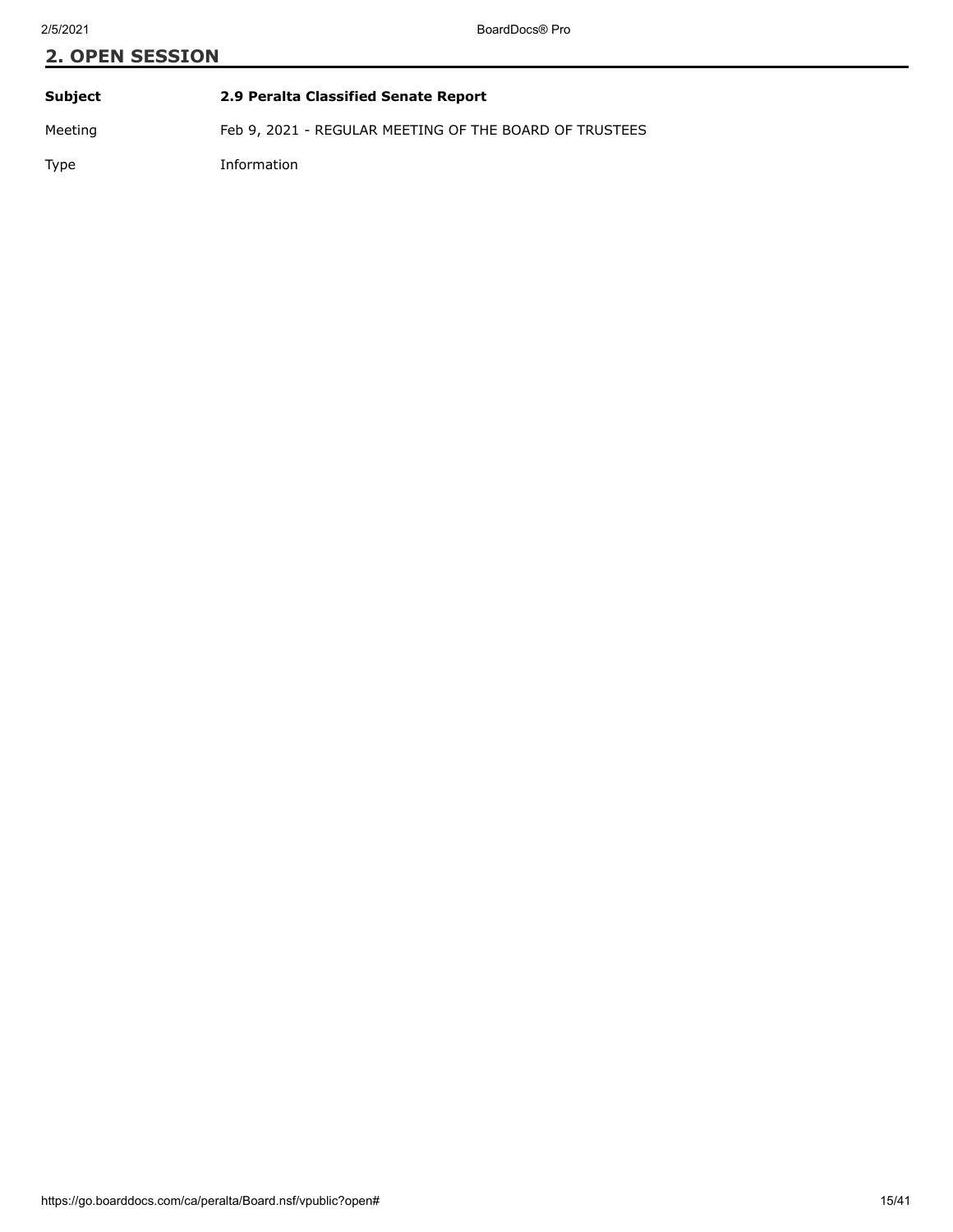## 2. OPEN SESSION

| | |
|---|---|
| **Subject** | **2.9 Peralta Classified Senate Report** |
| Meeting | Feb 9, 2021 - REGULAR MEETING OF THE BOARD OF TRUSTEES |
| Type | Information |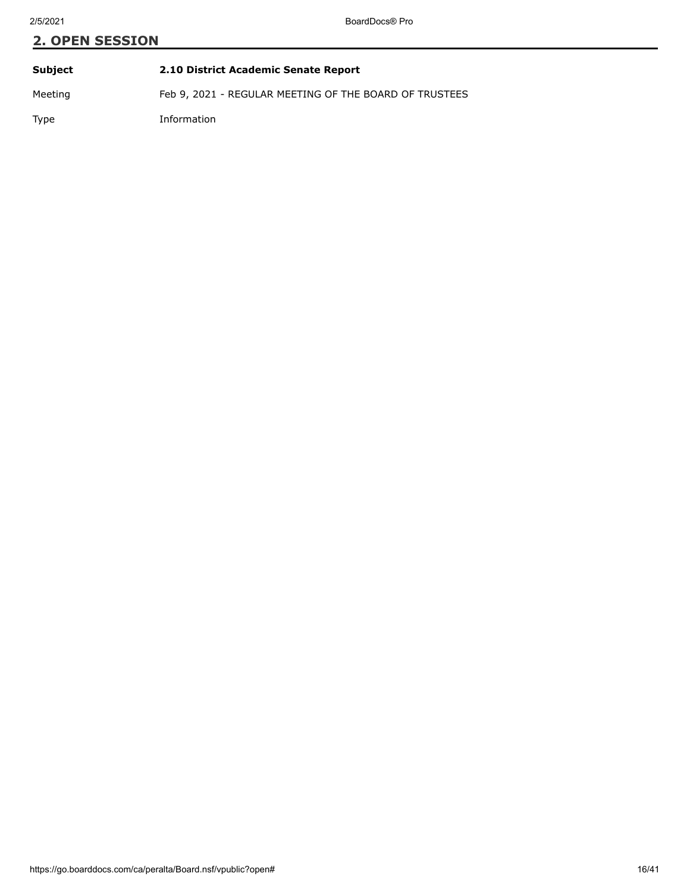## 2. OPEN SESSION

| | |
|---|---|
| **Subject** | **2.10 District Academic Senate Report** |
| Meeting | Feb 9, 2021 - REGULAR MEETING OF THE BOARD OF TRUSTEES |
| Type | Information |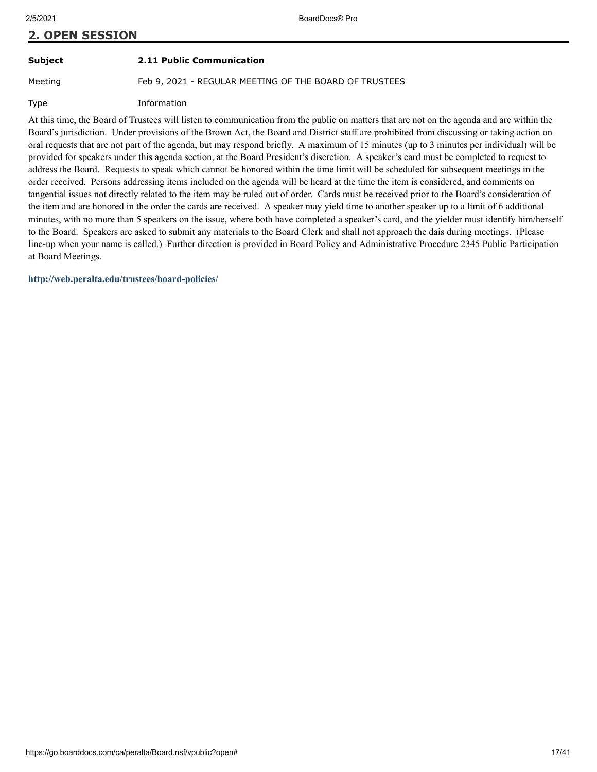## 2. OPEN SESSION

| | |
|---|---|
| **Subject** | **2.11 Public Communication** |
| Meeting | Feb 9, 2021 - REGULAR MEETING OF THE BOARD OF TRUSTEES |
| Type | Information |

At this time, the Board of Trustees will listen to communication from the public on matters that are not on the agenda and are within the Board's jurisdiction. Under provisions of the Brown Act, the Board and District staff are prohibited from discussing or taking action on oral requests that are not part of the agenda, but may respond briefly. A maximum of 15 minutes (up to 3 minutes per individual) will be provided for speakers under this agenda section, at the Board President's discretion. A speaker's card must be completed to request to address the Board. Requests to speak which cannot be honored within the time limit will be scheduled for subsequent meetings in the order received. Persons addressing items included on the agenda will be heard at the time the item is considered, and comments on tangential issues not directly related to the item may be ruled out of order. Cards must be received prior to the Board's consideration of the item and are honored in the order the cards are received. A speaker may yield time to another speaker up to a limit of 6 additional minutes, with no more than 5 speakers on the issue, where both have completed a speaker's card, and the yielder must identify him/herself to the Board. Speakers are asked to submit any materials to the Board Clerk and shall not approach the dais during meetings. (Please line-up when your name is called.) Further direction is provided in Board Policy and Administrative Procedure 2345 Public Participation at Board Meetings.

**http://web.peralta.edu/trustees/board-policies/**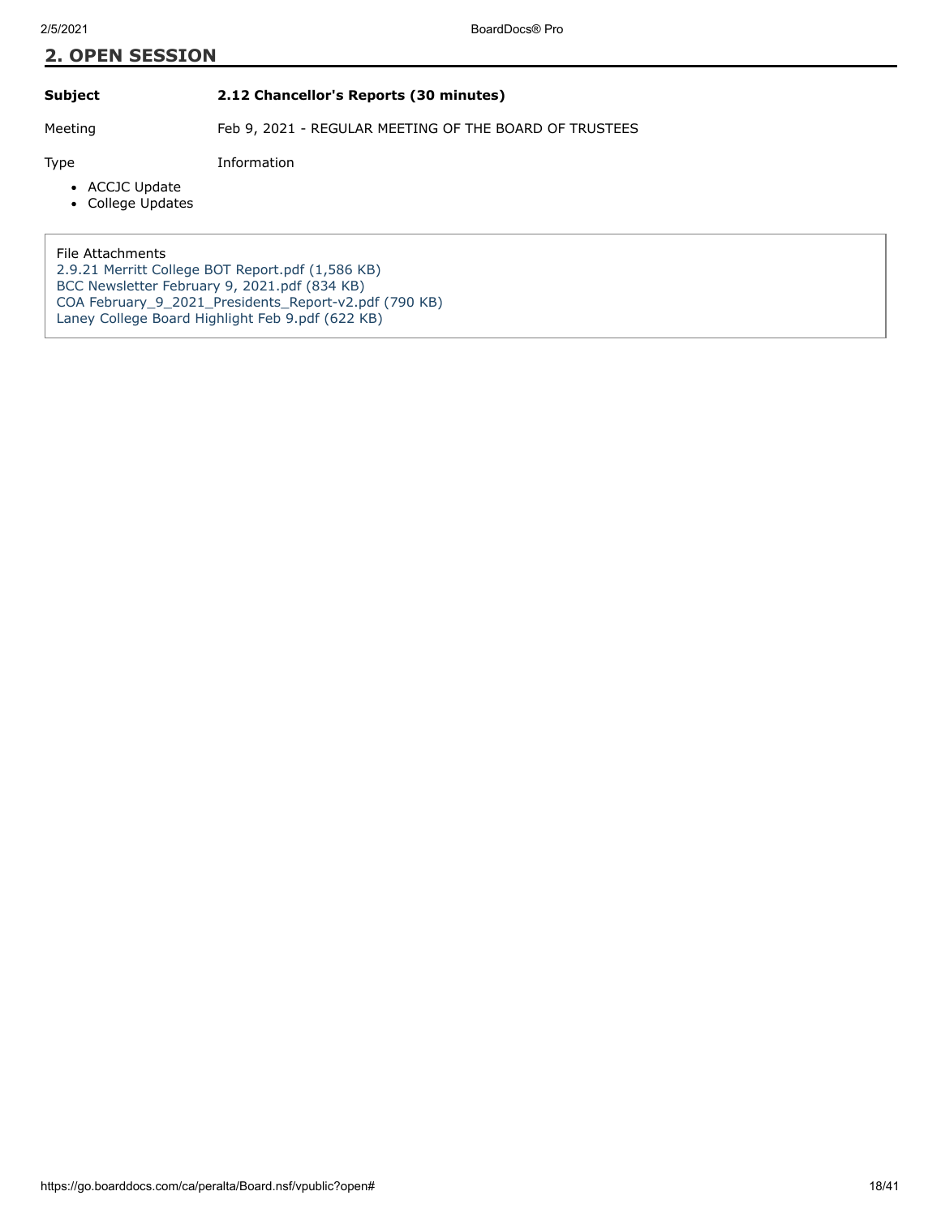## 2. OPEN SESSION

**Subject** **2.12 Chancellor's Reports (30 minutes)**

Meeting Feb 9, 2021 - REGULAR MEETING OF THE BOARD OF TRUSTEES

Type Information

- ACCJC Update
- College Updates

File Attachments
2.9.21 Merritt College BOT Report.pdf (1,586 KB)
BCC Newsletter February 9, 2021.pdf (834 KB)
COA February_9_2021_Presidents_Report-v2.pdf (790 KB)
Laney College Board Highlight Feb 9.pdf (622 KB)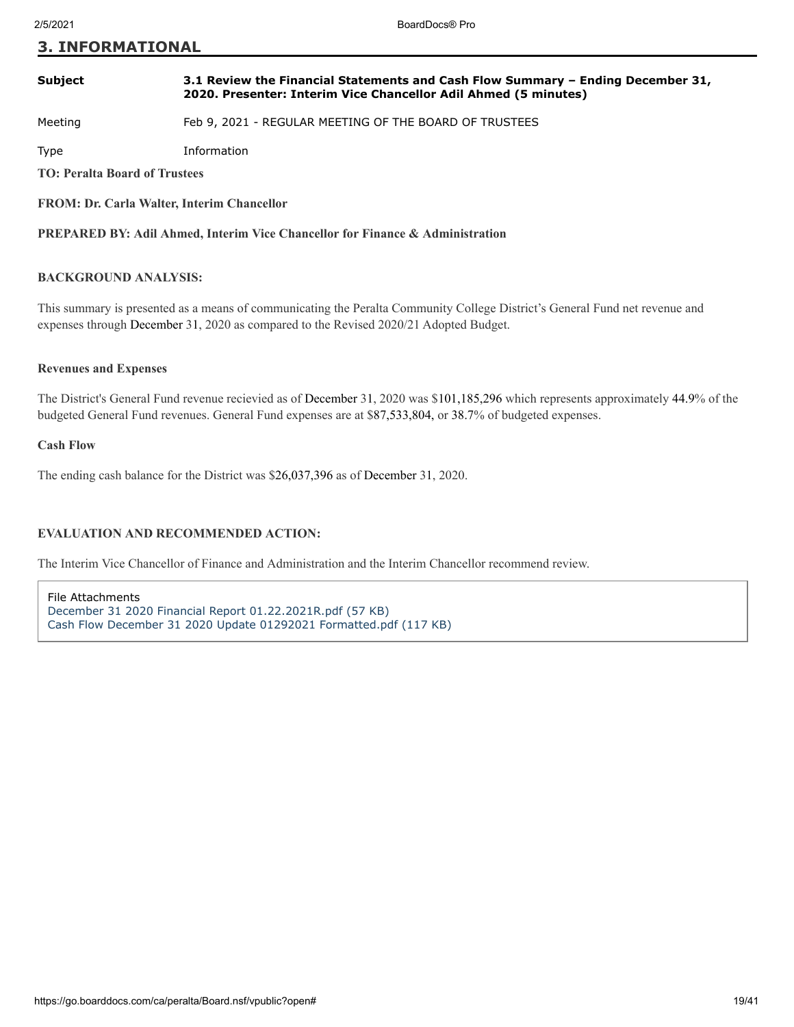## 3. INFORMATIONAL

| | |
|---|---|
| **Subject** | **3.1 Review the Financial Statements and Cash Flow Summary – Ending December 31, 2020. Presenter: Interim Vice Chancellor Adil Ahmed (5 minutes)** |
| Meeting | Feb 9, 2021 - REGULAR MEETING OF THE BOARD OF TRUSTEES |
| Type | Information |

**TO: Peralta Board of Trustees**

**FROM: Dr. Carla Walter, Interim Chancellor**

**PREPARED BY: Adil Ahmed, Interim Vice Chancellor for Finance & Administration**

**BACKGROUND ANALYSIS:**

This summary is presented as a means of communicating the Peralta Community College District's General Fund net revenue and expenses through December 31, 2020 as compared to the Revised 2020/21 Adopted Budget.

**Revenues and Expenses**

The District's General Fund revenue recievied as of December 31, 2020 was $101,185,296 which represents approximately 44.9% of the budgeted General Fund revenues. General Fund expenses are at $87,533,804, or 38.7% of budgeted expenses.

**Cash Flow**

The ending cash balance for the District was $26,037,396 as of December 31, 2020.

**EVALUATION AND RECOMMENDED ACTION:**

The Interim Vice Chancellor of Finance and Administration and the Interim Chancellor recommend review.

File Attachments
December 31 2020 Financial Report 01.22.2021R.pdf (57 KB)
Cash Flow December 31 2020 Update 01292021 Formatted.pdf (117 KB)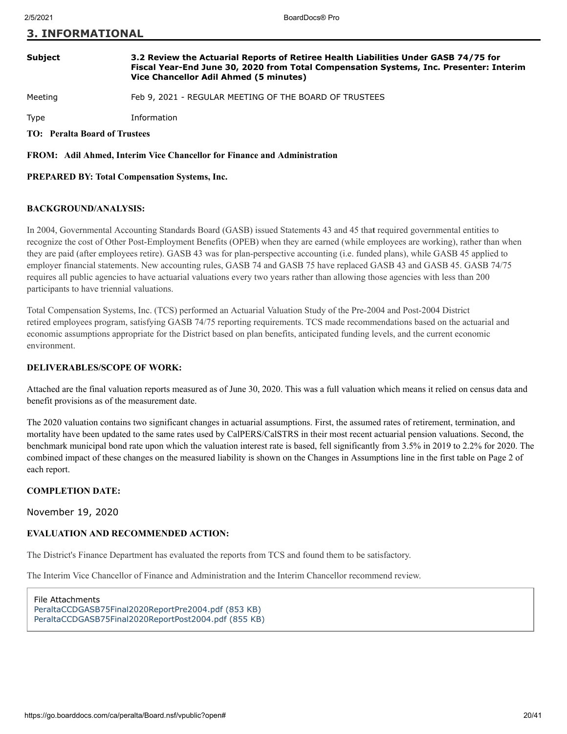## 3. INFORMATIONAL

| | |
|---|---|
| **Subject** | **3.2 Review the Actuarial Reports of Retiree Health Liabilities Under GASB 74/75 for Fiscal Year-End June 30, 2020 from Total Compensation Systems, Inc. Presenter: Interim Vice Chancellor Adil Ahmed (5 minutes)** |
| Meeting | Feb 9, 2021 - REGULAR MEETING OF THE BOARD OF TRUSTEES |
| Type | Information |

**TO: Peralta Board of Trustees**

**FROM: Adil Ahmed, Interim Vice Chancellor for Finance and Administration**

**PREPARED BY: Total Compensation Systems, Inc.**

**BACKGROUND/ANALYSIS:**

In 2004, Governmental Accounting Standards Board (GASB) issued Statements 43 and 45 that required governmental entities to recognize the cost of Other Post-Employment Benefits (OPEB) when they are earned (while employees are working), rather than when they are paid (after employees retire). GASB 43 was for plan-perspective accounting (i.e. funded plans), while GASB 45 applied to employer financial statements. New accounting rules, GASB 74 and GASB 75 have replaced GASB 43 and GASB 45. GASB 74/75 requires all public agencies to have actuarial valuations every two years rather than allowing those agencies with less than 200 participants to have triennial valuations.

Total Compensation Systems, Inc. (TCS) performed an Actuarial Valuation Study of the Pre-2004 and Post-2004 District retired employees program, satisfying GASB 74/75 reporting requirements. TCS made recommendations based on the actuarial and economic assumptions appropriate for the District based on plan benefits, anticipated funding levels, and the current economic environment.

**DELIVERABLES/SCOPE OF WORK:**

Attached are the final valuation reports measured as of June 30, 2020. This was a full valuation which means it relied on census data and benefit provisions as of the measurement date.

The 2020 valuation contains two significant changes in actuarial assumptions. First, the assumed rates of retirement, termination, and mortality have been updated to the same rates used by CalPERS/CalSTRS in their most recent actuarial pension valuations. Second, the benchmark municipal bond rate upon which the valuation interest rate is based, fell significantly from 3.5% in 2019 to 2.2% for 2020. The combined impact of these changes on the measured liability is shown on the Changes in Assumptions line in the first table on Page 2 of each report.

**COMPLETION DATE:**

November 19, 2020

**EVALUATION AND RECOMMENDED ACTION:**

The District's Finance Department has evaluated the reports from TCS and found them to be satisfactory.

The Interim Vice Chancellor of Finance and Administration and the Interim Chancellor recommend review.

File Attachments
PeraltaCCDGASB75Final2020ReportPre2004.pdf (853 KB)
PeraltaCCDGASB75Final2020ReportPost2004.pdf (855 KB)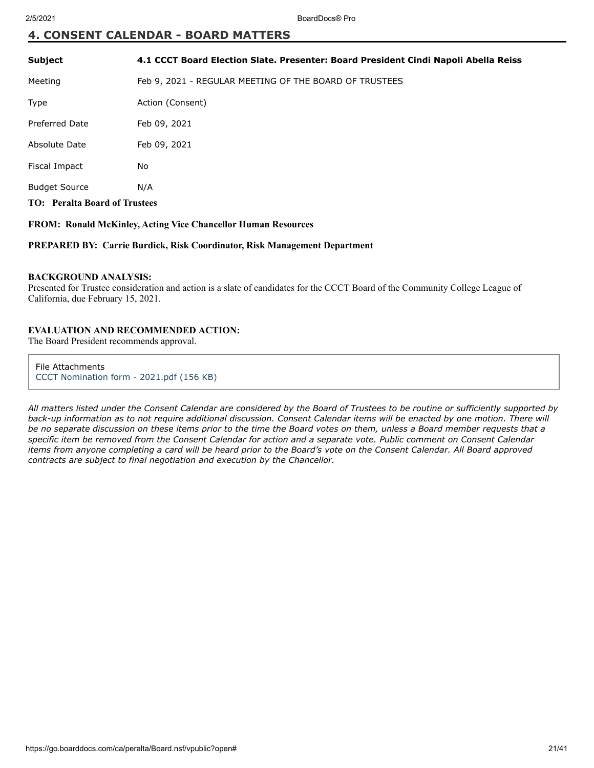## 4. CONSENT CALENDAR - BOARD MATTERS

| | |
|---|---|
| **Subject** | **4.1 CCCT Board Election Slate. Presenter: Board President Cindi Napoli Abella Reiss** |
| Meeting | Feb 9, 2021 - REGULAR MEETING OF THE BOARD OF TRUSTEES |
| Type | Action (Consent) |
| Preferred Date | Feb 09, 2021 |
| Absolute Date | Feb 09, 2021 |
| Fiscal Impact | No |
| Budget Source | N/A |

**TO: Peralta Board of Trustees**

**FROM: Ronald McKinley, Acting Vice Chancellor Human Resources**

**PREPARED BY: Carrie Burdick, Risk Coordinator, Risk Management Department**

**BACKGROUND ANALYSIS:**
Presented for Trustee consideration and action is a slate of candidates for the CCCT Board of the Community College League of California, due February 15, 2021.

**EVALUATION AND RECOMMENDED ACTION:**
The Board President recommends approval.

File Attachments
CCCT Nomination form - 2021.pdf (156 KB)

*All matters listed under the Consent Calendar are considered by the Board of Trustees to be routine or sufficiently supported by back-up information as to not require additional discussion. Consent Calendar items will be enacted by one motion. There will be no separate discussion on these items prior to the time the Board votes on them, unless a Board member requests that a specific item be removed from the Consent Calendar for action and a separate vote. Public comment on Consent Calendar items from anyone completing a card will be heard prior to the Board's vote on the Consent Calendar. All Board approved contracts are subject to final negotiation and execution by the Chancellor.*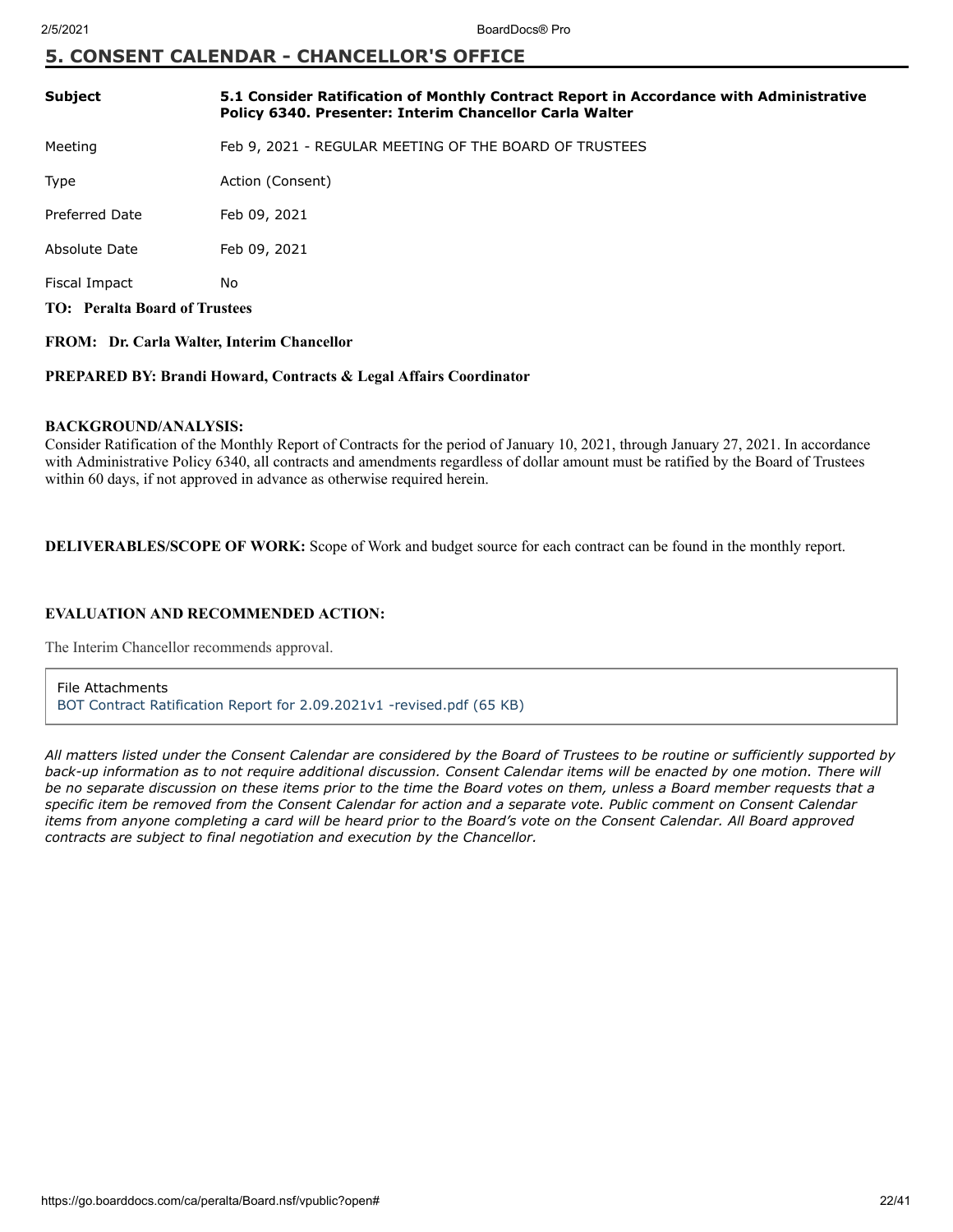## 5. CONSENT CALENDAR - CHANCELLOR'S OFFICE

| | |
|---|---|
| **Subject** | **5.1 Consider Ratification of Monthly Contract Report in Accordance with Administrative Policy 6340. Presenter: Interim Chancellor Carla Walter** |
| Meeting | Feb 9, 2021 - REGULAR MEETING OF THE BOARD OF TRUSTEES |
| Type | Action (Consent) |
| Preferred Date | Feb 09, 2021 |
| Absolute Date | Feb 09, 2021 |
| Fiscal Impact | No |

**TO: Peralta Board of Trustees**

**FROM: Dr. Carla Walter, Interim Chancellor**

**PREPARED BY: Brandi Howard, Contracts & Legal Affairs Coordinator**

**BACKGROUND/ANALYSIS:**
Consider Ratification of the Monthly Report of Contracts for the period of January 10, 2021, through January 27, 2021. In accordance with Administrative Policy 6340, all contracts and amendments regardless of dollar amount must be ratified by the Board of Trustees within 60 days, if not approved in advance as otherwise required herein.

**DELIVERABLES/SCOPE OF WORK:** Scope of Work and budget source for each contract can be found in the monthly report.

**EVALUATION AND RECOMMENDED ACTION:**

The Interim Chancellor recommends approval.

File Attachments
BOT Contract Ratification Report for 2.09.2021v1 -revised.pdf (65 KB)

*All matters listed under the Consent Calendar are considered by the Board of Trustees to be routine or sufficiently supported by back-up information as to not require additional discussion. Consent Calendar items will be enacted by one motion. There will be no separate discussion on these items prior to the time the Board votes on them, unless a Board member requests that a specific item be removed from the Consent Calendar for action and a separate vote. Public comment on Consent Calendar items from anyone completing a card will be heard prior to the Board's vote on the Consent Calendar. All Board approved contracts are subject to final negotiation and execution by the Chancellor.*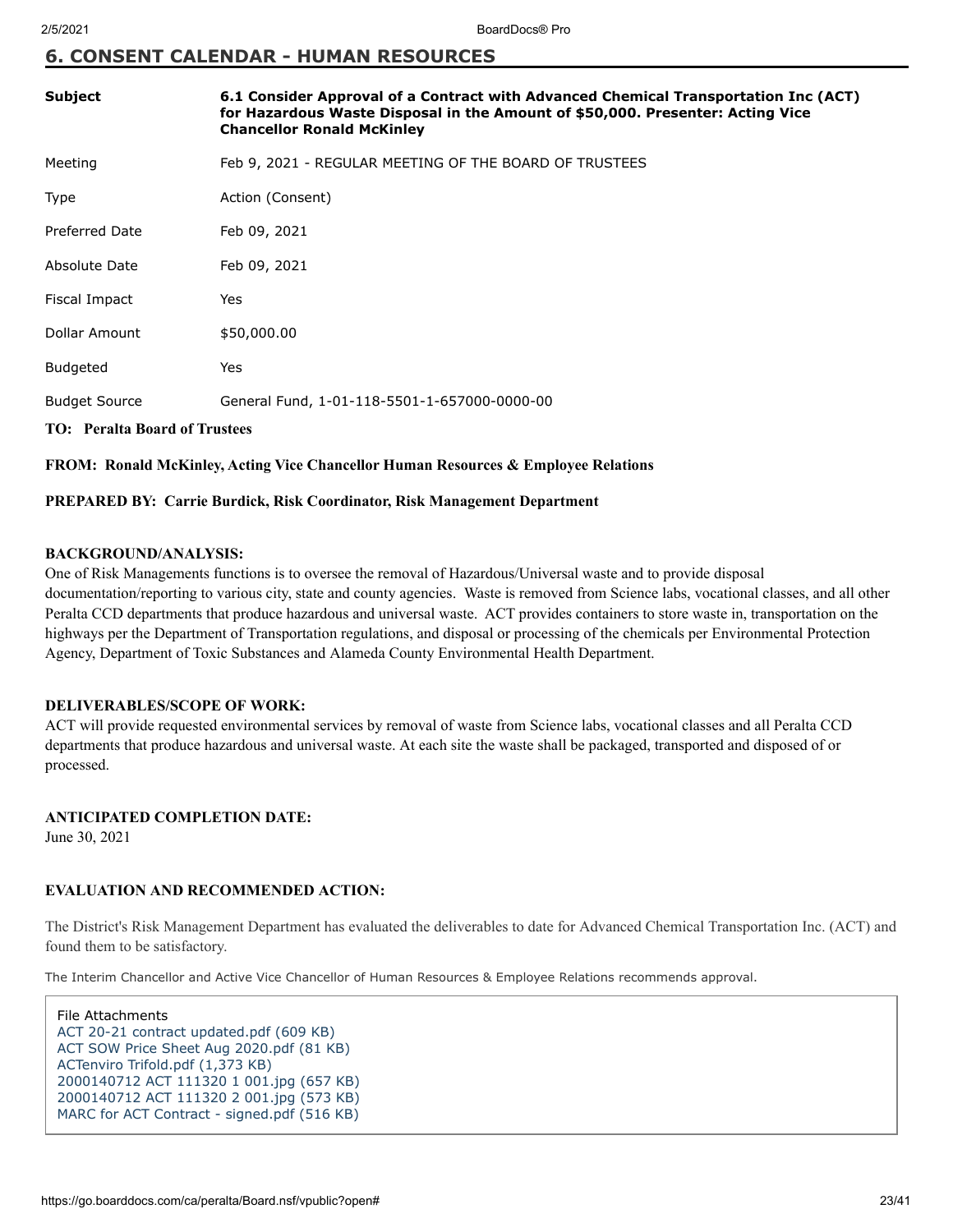## 6. CONSENT CALENDAR - HUMAN RESOURCES

| | |
|---|---|
| **Subject** | **6.1 Consider Approval of a Contract with Advanced Chemical Transportation Inc (ACT) for Hazardous Waste Disposal in the Amount of $50,000. Presenter: Acting Vice Chancellor Ronald McKinley** |
| Meeting | Feb 9, 2021 - REGULAR MEETING OF THE BOARD OF TRUSTEES |
| Type | Action (Consent) |
| Preferred Date | Feb 09, 2021 |
| Absolute Date | Feb 09, 2021 |
| Fiscal Impact | Yes |
| Dollar Amount | $50,000.00 |
| Budgeted | Yes |
| Budget Source | General Fund, 1-01-118-5501-1-657000-0000-00 |

**TO: Peralta Board of Trustees**

**FROM: Ronald McKinley, Acting Vice Chancellor Human Resources & Employee Relations**

**PREPARED BY: Carrie Burdick, Risk Coordinator, Risk Management Department**

**BACKGROUND/ANALYSIS:**

One of Risk Managements functions is to oversee the removal of Hazardous/Universal waste and to provide disposal documentation/reporting to various city, state and county agencies. Waste is removed from Science labs, vocational classes, and all other Peralta CCD departments that produce hazardous and universal waste. ACT provides containers to store waste in, transportation on the highways per the Department of Transportation regulations, and disposal or processing of the chemicals per Environmental Protection Agency, Department of Toxic Substances and Alameda County Environmental Health Department.

**DELIVERABLES/SCOPE OF WORK:**

ACT will provide requested environmental services by removal of waste from Science labs, vocational classes and all Peralta CCD departments that produce hazardous and universal waste. At each site the waste shall be packaged, transported and disposed of or processed.

**ANTICIPATED COMPLETION DATE:**

June 30, 2021

**EVALUATION AND RECOMMENDED ACTION:**

The District's Risk Management Department has evaluated the deliverables to date for Advanced Chemical Transportation Inc. (ACT) and found them to be satisfactory.

The Interim Chancellor and Active Vice Chancellor of Human Resources & Employee Relations recommends approval.

File Attachments
- ACT 20-21 contract updated.pdf (609 KB)
- ACT SOW Price Sheet Aug 2020.pdf (81 KB)
- ACTenviro Trifold.pdf (1,373 KB)
- 2000140712 ACT 111320 1 001.jpg (657 KB)
- 2000140712 ACT 111320 2 001.jpg (573 KB)
- MARC for ACT Contract - signed.pdf (516 KB)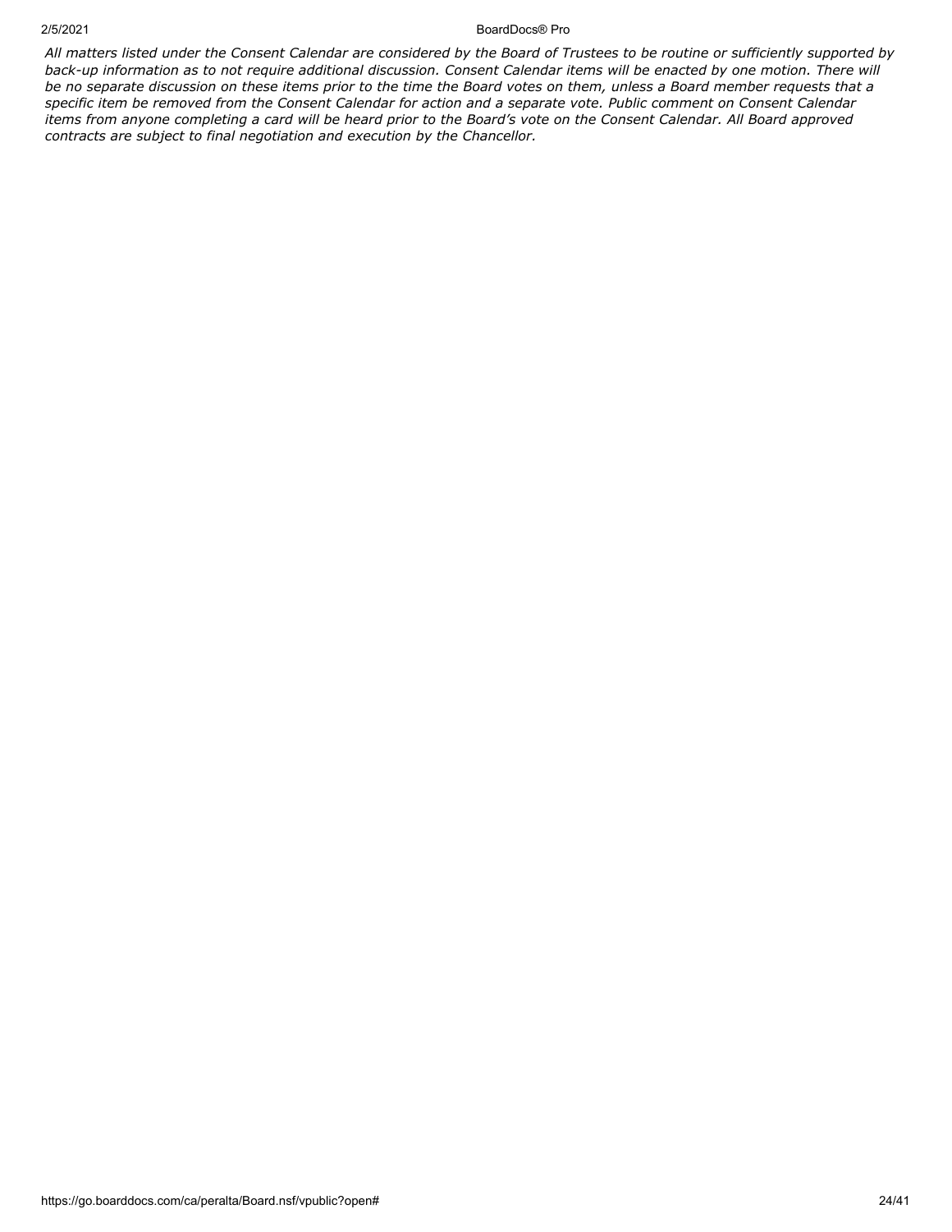*All matters listed under the Consent Calendar are considered by the Board of Trustees to be routine or sufficiently supported by back-up information as to not require additional discussion. Consent Calendar items will be enacted by one motion. There will be no separate discussion on these items prior to the time the Board votes on them, unless a Board member requests that a specific item be removed from the Consent Calendar for action and a separate vote. Public comment on Consent Calendar items from anyone completing a card will be heard prior to the Board's vote on the Consent Calendar. All Board approved contracts are subject to final negotiation and execution by the Chancellor.*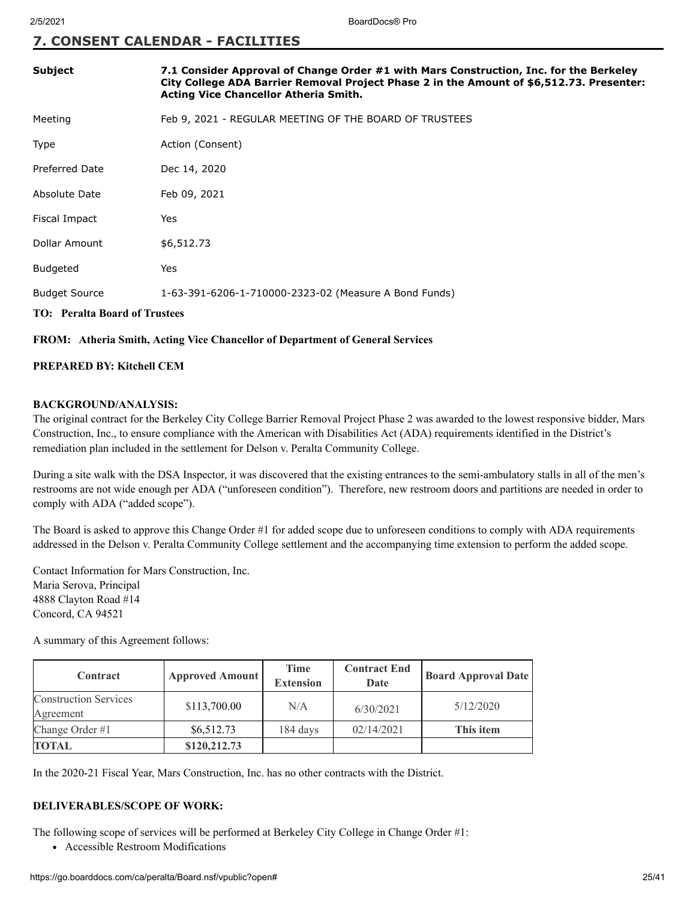## 7. CONSENT CALENDAR - FACILITIES

| | |
|---|---|
| **Subject** | **7.1 Consider Approval of Change Order #1 with Mars Construction, Inc. for the Berkeley City College ADA Barrier Removal Project Phase 2 in the Amount of $6,512.73. Presenter: Acting Vice Chancellor Atheria Smith.** |
| Meeting | Feb 9, 2021 - REGULAR MEETING OF THE BOARD OF TRUSTEES |
| Type | Action (Consent) |
| Preferred Date | Dec 14, 2020 |
| Absolute Date | Feb 09, 2021 |
| Fiscal Impact | Yes |
| Dollar Amount | $6,512.73 |
| Budgeted | Yes |
| Budget Source | 1-63-391-6206-1-710000-2323-02 (Measure A Bond Funds) |

**TO: Peralta Board of Trustees**

**FROM: Atheria Smith, Acting Vice Chancellor of Department of General Services**

**PREPARED BY: Kitchell CEM**

**BACKGROUND/ANALYSIS:**

The original contract for the Berkeley City College Barrier Removal Project Phase 2 was awarded to the lowest responsive bidder, Mars Construction, Inc., to ensure compliance with the American with Disabilities Act (ADA) requirements identified in the District's remediation plan included in the settlement for Delson v. Peralta Community College.

During a site walk with the DSA Inspector, it was discovered that the existing entrances to the semi-ambulatory stalls in all of the men's restrooms are not wide enough per ADA ("unforeseen condition"). Therefore, new restroom doors and partitions are needed in order to comply with ADA ("added scope").

The Board is asked to approve this Change Order #1 for added scope due to unforeseen conditions to comply with ADA requirements addressed in the Delson v. Peralta Community College settlement and the accompanying time extension to perform the added scope.

Contact Information for Mars Construction, Inc.
Maria Serova, Principal
4888 Clayton Road #14
Concord, CA 94521

A summary of this Agreement follows:

| Contract | Approved Amount | Time Extension | Contract End Date | Board Approval Date |
|---|---|---|---|---|
| Construction Services Agreement | $113,700.00 | N/A | 6/30/2021 | 5/12/2020 |
| Change Order #1 | $6,512.73 | 184 days | 02/14/2021 | **This item** |
| **TOTAL** | **$120,212.73** | | | |

In the 2020-21 Fiscal Year, Mars Construction, Inc. has no other contracts with the District.

**DELIVERABLES/SCOPE OF WORK:**

The following scope of services will be performed at Berkeley City College in Change Order #1:

- Accessible Restroom Modifications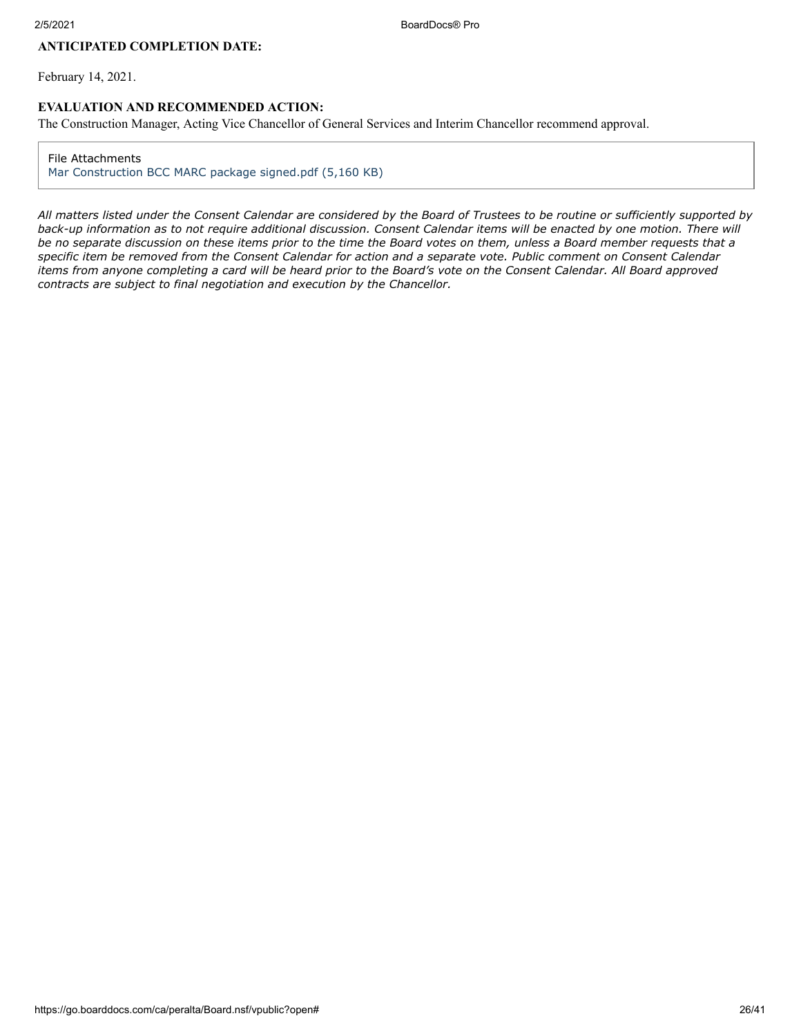### ANTICIPATED COMPLETION DATE:

February 14, 2021.

### EVALUATION AND RECOMMENDED ACTION:

The Construction Manager, Acting Vice Chancellor of General Services and Interim Chancellor recommend approval.

File Attachments
Mar Construction BCC MARC package signed.pdf (5,160 KB)

*All matters listed under the Consent Calendar are considered by the Board of Trustees to be routine or sufficiently supported by back-up information as to not require additional discussion. Consent Calendar items will be enacted by one motion. There will be no separate discussion on these items prior to the time the Board votes on them, unless a Board member requests that a specific item be removed from the Consent Calendar for action and a separate vote. Public comment on Consent Calendar items from anyone completing a card will be heard prior to the Board's vote on the Consent Calendar. All Board approved contracts are subject to final negotiation and execution by the Chancellor.*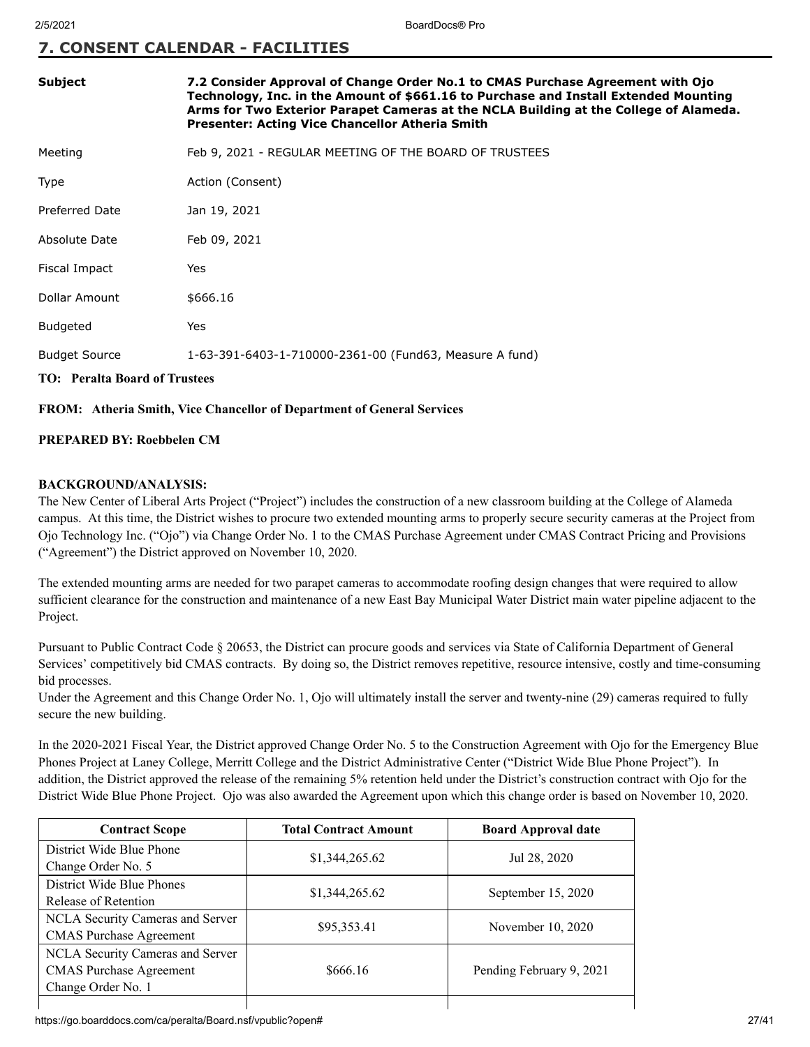## 7. CONSENT CALENDAR - FACILITIES

| | |
|---|---|
| Subject | **7.2 Consider Approval of Change Order No.1 to CMAS Purchase Agreement with Ojo Technology, Inc. in the Amount of $661.16 to Purchase and Install Extended Mounting Arms for Two Exterior Parapet Cameras at the NCLA Building at the College of Alameda. Presenter: Acting Vice Chancellor Atheria Smith** |
| Meeting | Feb 9, 2021 - REGULAR MEETING OF THE BOARD OF TRUSTEES |
| Type | Action (Consent) |
| Preferred Date | Jan 19, 2021 |
| Absolute Date | Feb 09, 2021 |
| Fiscal Impact | Yes |
| Dollar Amount | $666.16 |
| Budgeted | Yes |
| Budget Source | 1-63-391-6403-1-710000-2361-00 (Fund63, Measure A fund) |

**TO: Peralta Board of Trustees**

**FROM: Atheria Smith, Vice Chancellor of Department of General Services**

**PREPARED BY: Roebbelen CM**

**BACKGROUND/ANALYSIS:**

The New Center of Liberal Arts Project ("Project") includes the construction of a new classroom building at the College of Alameda campus. At this time, the District wishes to procure two extended mounting arms to properly secure security cameras at the Project from Ojo Technology Inc. ("Ojo") via Change Order No. 1 to the CMAS Purchase Agreement under CMAS Contract Pricing and Provisions ("Agreement") the District approved on November 10, 2020.

The extended mounting arms are needed for two parapet cameras to accommodate roofing design changes that were required to allow sufficient clearance for the construction and maintenance of a new East Bay Municipal Water District main water pipeline adjacent to the Project.

Pursuant to Public Contract Code § 20653, the District can procure goods and services via State of California Department of General Services' competitively bid CMAS contracts. By doing so, the District removes repetitive, resource intensive, costly and time-consuming bid processes.

Under the Agreement and this Change Order No. 1, Ojo will ultimately install the server and twenty-nine (29) cameras required to fully secure the new building.

In the 2020-2021 Fiscal Year, the District approved Change Order No. 5 to the Construction Agreement with Ojo for the Emergency Blue Phones Project at Laney College, Merritt College and the District Administrative Center ("District Wide Blue Phone Project"). In addition, the District approved the release of the remaining 5% retention held under the District's construction contract with Ojo for the District Wide Blue Phone Project. Ojo was also awarded the Agreement upon which this change order is based on November 10, 2020.

| Contract Scope | Total Contract Amount | Board Approval date |
|---|---|---|
| District Wide Blue Phone Change Order No. 5 | $1,344,265.62 | Jul 28, 2020 |
| District Wide Blue Phones Release of Retention | $1,344,265.62 | September 15, 2020 |
| NCLA Security Cameras and Server CMAS Purchase Agreement | $95,353.41 | November 10, 2020 |
| NCLA Security Cameras and Server CMAS Purchase Agreement Change Order No. 1 | $666.16 | Pending February 9, 2021 |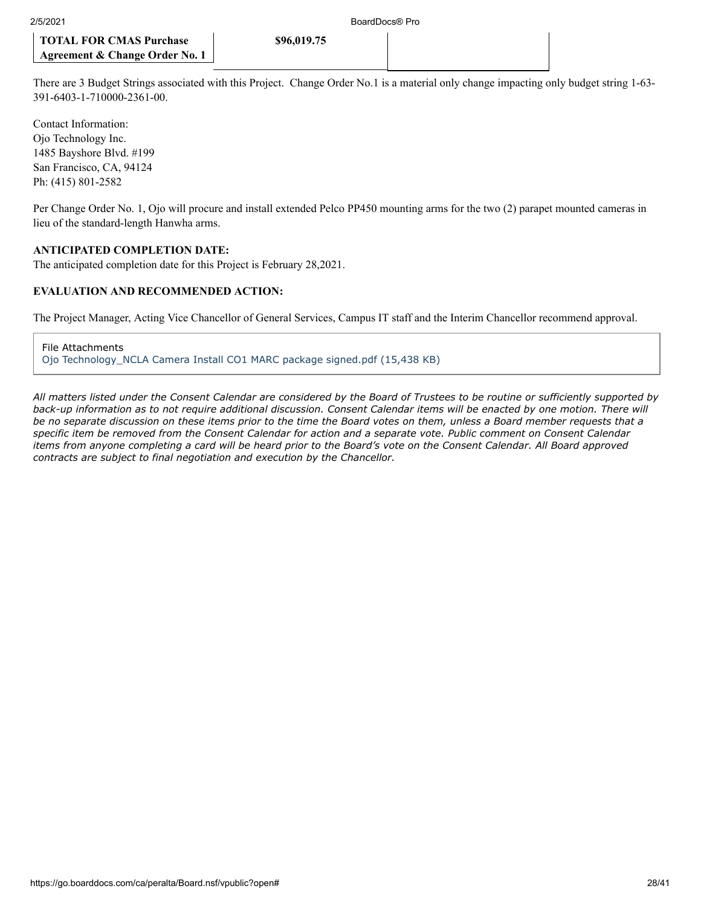| TOTAL FOR CMAS Purchase Agreement & Change Order No. 1 | $96,019.75 | |
|---|---|---|

There are 3 Budget Strings associated with this Project. Change Order No.1 is a material only change impacting only budget string 1-63-391-6403-1-710000-2361-00.

Contact Information:
Ojo Technology Inc.
1485 Bayshore Blvd. #199
San Francisco, CA, 94124
Ph: (415) 801-2582

Per Change Order No. 1, Ojo will procure and install extended Pelco PP450 mounting arms for the two (2) parapet mounted cameras in lieu of the standard-length Hanwha arms.

**ANTICIPATED COMPLETION DATE:**
The anticipated completion date for this Project is February 28,2021.

**EVALUATION AND RECOMMENDED ACTION:**

The Project Manager, Acting Vice Chancellor of General Services, Campus IT staff and the Interim Chancellor recommend approval.

File Attachments
Ojo Technology_NCLA Camera Install CO1 MARC package signed.pdf (15,438 KB)

*All matters listed under the Consent Calendar are considered by the Board of Trustees to be routine or sufficiently supported by back-up information as to not require additional discussion. Consent Calendar items will be enacted by one motion. There will be no separate discussion on these items prior to the time the Board votes on them, unless a Board member requests that a specific item be removed from the Consent Calendar for action and a separate vote. Public comment on Consent Calendar items from anyone completing a card will be heard prior to the Board's vote on the Consent Calendar. All Board approved contracts are subject to final negotiation and execution by the Chancellor.*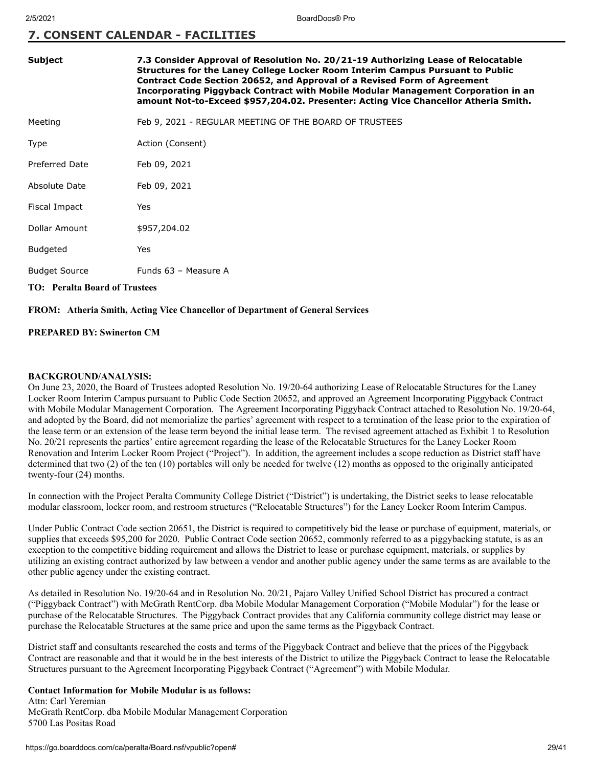## 7. CONSENT CALENDAR - FACILITIES

| | |
|---|---|
| **Subject** | **7.3 Consider Approval of Resolution No. 20/21-19 Authorizing Lease of Relocatable Structures for the Laney College Locker Room Interim Campus Pursuant to Public Contract Code Section 20652, and Approval of a Revised Form of Agreement Incorporating Piggyback Contract with Mobile Modular Management Corporation in an amount Not-to-Exceed $957,204.02. Presenter: Acting Vice Chancellor Atheria Smith.** |
| Meeting | Feb 9, 2021 - REGULAR MEETING OF THE BOARD OF TRUSTEES |
| Type | Action (Consent) |
| Preferred Date | Feb 09, 2021 |
| Absolute Date | Feb 09, 2021 |
| Fiscal Impact | Yes |
| Dollar Amount | $957,204.02 |
| Budgeted | Yes |
| Budget Source | Funds 63 – Measure A |

**TO: Peralta Board of Trustees**

**FROM: Atheria Smith, Acting Vice Chancellor of Department of General Services**

**PREPARED BY: Swinerton CM**

**BACKGROUND/ANALYSIS:**

On June 23, 2020, the Board of Trustees adopted Resolution No. 19/20-64 authorizing Lease of Relocatable Structures for the Laney Locker Room Interim Campus pursuant to Public Code Section 20652, and approved an Agreement Incorporating Piggyback Contract with Mobile Modular Management Corporation. The Agreement Incorporating Piggyback Contract attached to Resolution No. 19/20-64, and adopted by the Board, did not memorialize the parties' agreement with respect to a termination of the lease prior to the expiration of the lease term or an extension of the lease term beyond the initial lease term. The revised agreement attached as Exhibit 1 to Resolution No. 20/21 represents the parties' entire agreement regarding the lease of the Relocatable Structures for the Laney Locker Room Renovation and Interim Locker Room Project ("Project"). In addition, the agreement includes a scope reduction as District staff have determined that two (2) of the ten (10) portables will only be needed for twelve (12) months as opposed to the originally anticipated twenty-four (24) months.

In connection with the Project Peralta Community College District ("District") is undertaking, the District seeks to lease relocatable modular classroom, locker room, and restroom structures ("Relocatable Structures") for the Laney Locker Room Interim Campus.

Under Public Contract Code section 20651, the District is required to competitively bid the lease or purchase of equipment, materials, or supplies that exceeds $95,200 for 2020. Public Contract Code section 20652, commonly referred to as a piggybacking statute, is as an exception to the competitive bidding requirement and allows the District to lease or purchase equipment, materials, or supplies by utilizing an existing contract authorized by law between a vendor and another public agency under the same terms as are available to the other public agency under the existing contract.

As detailed in Resolution No. 19/20-64 and in Resolution No. 20/21, Pajaro Valley Unified School District has procured a contract ("Piggyback Contract") with McGrath RentCorp. dba Mobile Modular Management Corporation ("Mobile Modular") for the lease or purchase of the Relocatable Structures. The Piggyback Contract provides that any California community college district may lease or purchase the Relocatable Structures at the same price and upon the same terms as the Piggyback Contract.

District staff and consultants researched the costs and terms of the Piggyback Contract and believe that the prices of the Piggyback Contract are reasonable and that it would be in the best interests of the District to utilize the Piggyback Contract to lease the Relocatable Structures pursuant to the Agreement Incorporating Piggyback Contract ("Agreement") with Mobile Modular.

**Contact Information for Mobile Modular is as follows:**

Attn: Carl Yeremian
McGrath RentCorp. dba Mobile Modular Management Corporation
5700 Las Positas Road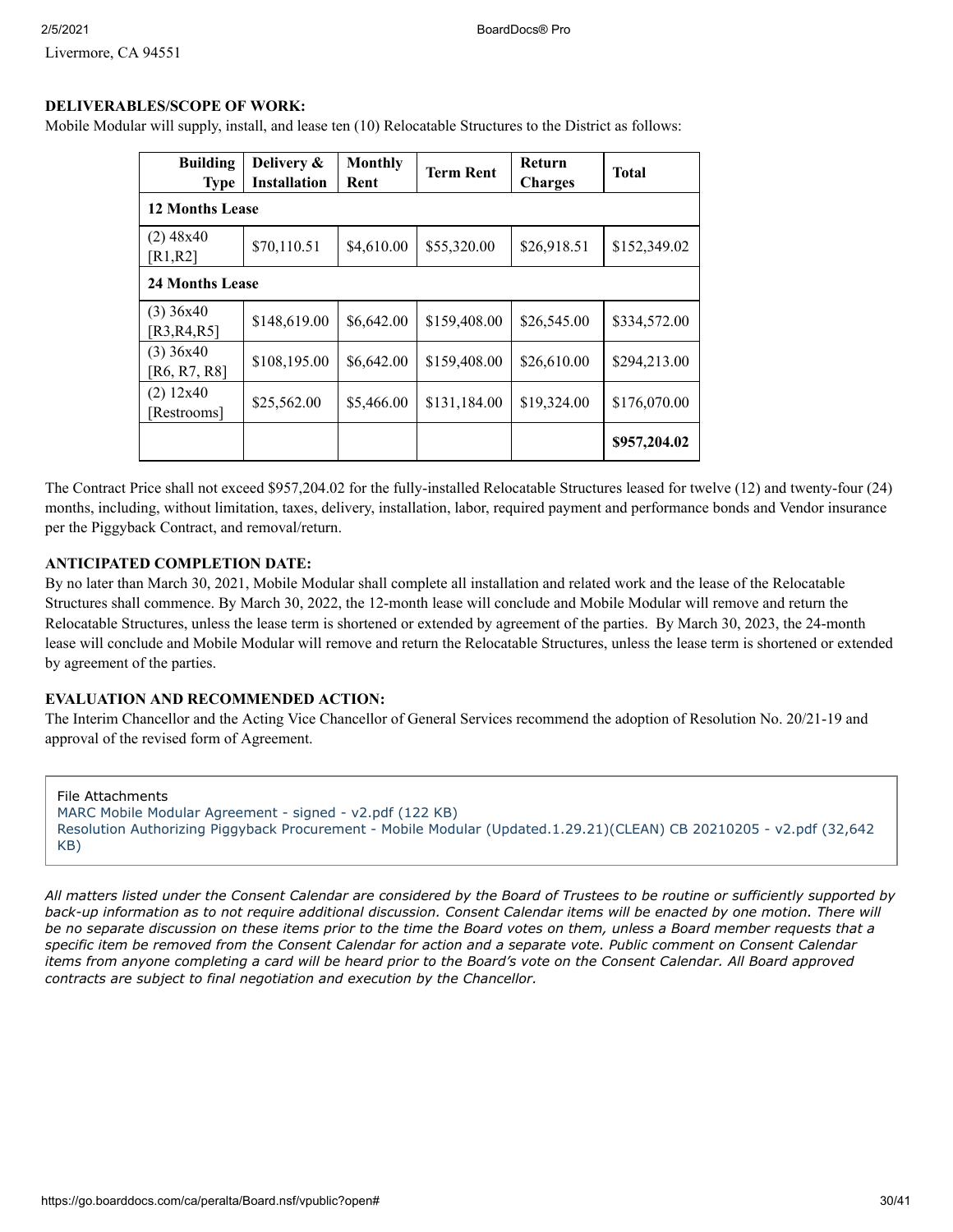Livermore, CA 94551

**DELIVERABLES/SCOPE OF WORK:**

Mobile Modular will supply, install, and lease ten (10) Relocatable Structures to the District as follows:

| Building Type | Delivery & Installation | Monthly Rent | Term Rent | Return Charges | Total |
|---|---|---|---|---|---|
| **12 Months Lease** | | | | | |
| (2) 48x40 [R1,R2] | $70,110.51 | $4,610.00 | $55,320.00 | $26,918.51 | $152,349.02 |
| **24 Months Lease** | | | | | |
| (3) 36x40 [R3,R4,R5] | $148,619.00 | $6,642.00 | $159,408.00 | $26,545.00 | $334,572.00 |
| (3) 36x40 [R6, R7, R8] | $108,195.00 | $6,642.00 | $159,408.00 | $26,610.00 | $294,213.00 |
| (2) 12x40 [Restrooms] | $25,562.00 | $5,466.00 | $131,184.00 | $19,324.00 | $176,070.00 |
| | | | | | **$957,204.02** |

The Contract Price shall not exceed $957,204.02 for the fully-installed Relocatable Structures leased for twelve (12) and twenty-four (24) months, including, without limitation, taxes, delivery, installation, labor, required payment and performance bonds and Vendor insurance per the Piggyback Contract, and removal/return.

**ANTICIPATED COMPLETION DATE:**

By no later than March 30, 2021, Mobile Modular shall complete all installation and related work and the lease of the Relocatable Structures shall commence. By March 30, 2022, the 12-month lease will conclude and Mobile Modular will remove and return the Relocatable Structures, unless the lease term is shortened or extended by agreement of the parties. By March 30, 2023, the 24-month lease will conclude and Mobile Modular will remove and return the Relocatable Structures, unless the lease term is shortened or extended by agreement of the parties.

**EVALUATION AND RECOMMENDED ACTION:**

The Interim Chancellor and the Acting Vice Chancellor of General Services recommend the adoption of Resolution No. 20/21-19 and approval of the revised form of Agreement.

File Attachments
MARC Mobile Modular Agreement - signed - v2.pdf (122 KB)
Resolution Authorizing Piggyback Procurement - Mobile Modular (Updated.1.29.21)(CLEAN) CB 20210205 - v2.pdf (32,642 KB)

*All matters listed under the Consent Calendar are considered by the Board of Trustees to be routine or sufficiently supported by back-up information as to not require additional discussion. Consent Calendar items will be enacted by one motion. There will be no separate discussion on these items prior to the time the Board votes on them, unless a Board member requests that a specific item be removed from the Consent Calendar for action and a separate vote. Public comment on Consent Calendar items from anyone completing a card will be heard prior to the Board's vote on the Consent Calendar. All Board approved contracts are subject to final negotiation and execution by the Chancellor.*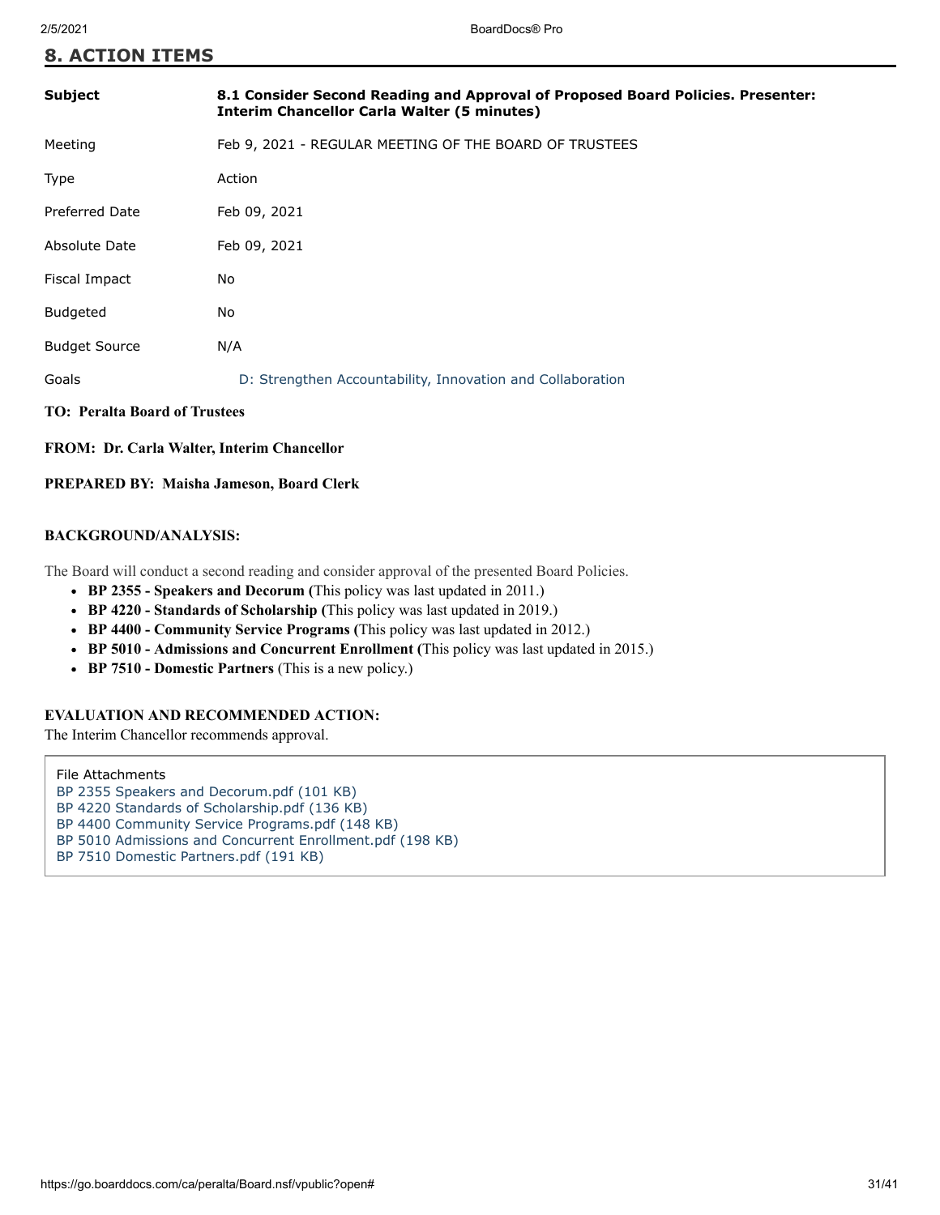## 8. ACTION ITEMS

| | |
|---|---|
| **Subject** | **8.1 Consider Second Reading and Approval of Proposed Board Policies. Presenter: Interim Chancellor Carla Walter (5 minutes)** |
| Meeting | Feb 9, 2021 - REGULAR MEETING OF THE BOARD OF TRUSTEES |
| Type | Action |
| Preferred Date | Feb 09, 2021 |
| Absolute Date | Feb 09, 2021 |
| Fiscal Impact | No |
| Budgeted | No |
| Budget Source | N/A |
| Goals | D: Strengthen Accountability, Innovation and Collaboration |

**TO: Peralta Board of Trustees**

**FROM: Dr. Carla Walter, Interim Chancellor**

**PREPARED BY: Maisha Jameson, Board Clerk**

**BACKGROUND/ANALYSIS:**

The Board will conduct a second reading and consider approval of the presented Board Policies.

- **BP 2355 - Speakers and Decorum (**This policy was last updated in 2011.)
- **BP 4220 - Standards of Scholarship (**This policy was last updated in 2019.)
- **BP 4400 - Community Service Programs (**This policy was last updated in 2012.)
- **BP 5010 - Admissions and Concurrent Enrollment (**This policy was last updated in 2015.)
- **BP 7510 - Domestic Partners** (This is a new policy.)

**EVALUATION AND RECOMMENDED ACTION:**

The Interim Chancellor recommends approval.

File Attachments

BP 2355 Speakers and Decorum.pdf (101 KB)

BP 4220 Standards of Scholarship.pdf (136 KB)

BP 4400 Community Service Programs.pdf (148 KB)

BP 5010 Admissions and Concurrent Enrollment.pdf (198 KB)

BP 7510 Domestic Partners.pdf (191 KB)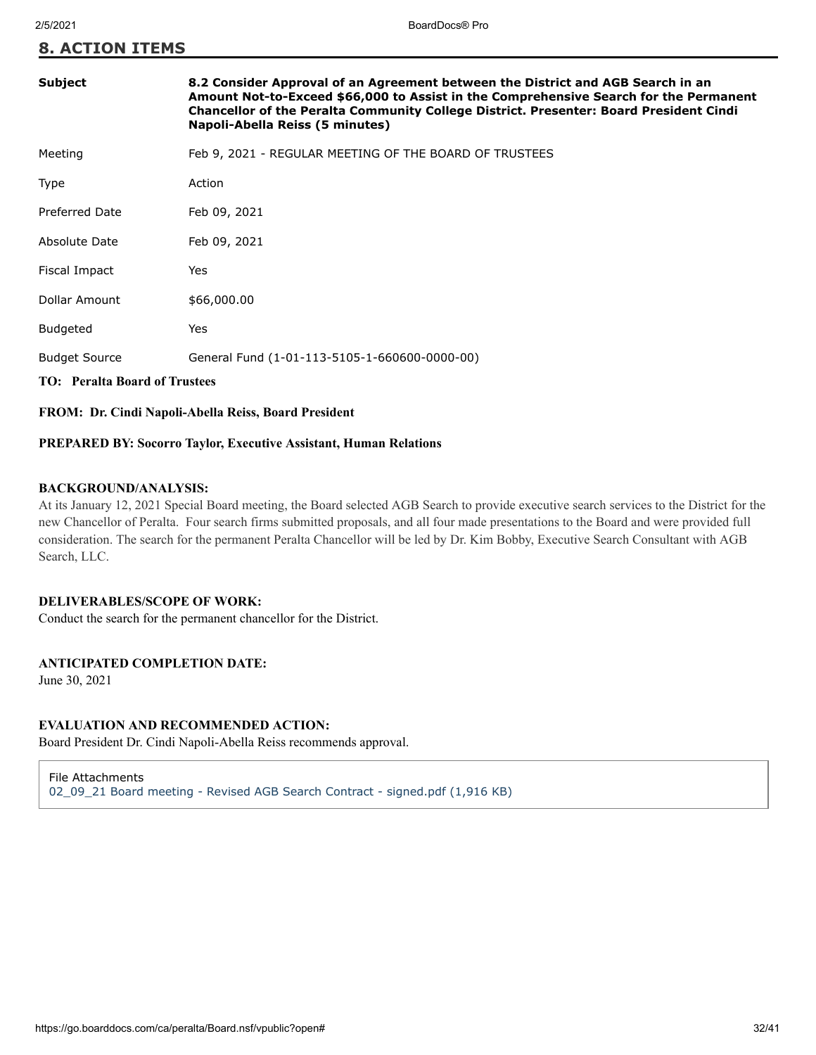## 8. ACTION ITEMS

| | |
|---|---|
| **Subject** | **8.2 Consider Approval of an Agreement between the District and AGB Search in an Amount Not-to-Exceed $66,000 to Assist in the Comprehensive Search for the Permanent Chancellor of the Peralta Community College District. Presenter: Board President Cindi Napoli-Abella Reiss (5 minutes)** |
| Meeting | Feb 9, 2021 - REGULAR MEETING OF THE BOARD OF TRUSTEES |
| Type | Action |
| Preferred Date | Feb 09, 2021 |
| Absolute Date | Feb 09, 2021 |
| Fiscal Impact | Yes |
| Dollar Amount | $66,000.00 |
| Budgeted | Yes |
| Budget Source | General Fund (1-01-113-5105-1-660600-0000-00) |

**TO: Peralta Board of Trustees**

**FROM: Dr. Cindi Napoli-Abella Reiss, Board President**

**PREPARED BY: Socorro Taylor, Executive Assistant, Human Relations**

**BACKGROUND/ANALYSIS:**

At its January 12, 2021 Special Board meeting, the Board selected AGB Search to provide executive search services to the District for the new Chancellor of Peralta. Four search firms submitted proposals, and all four made presentations to the Board and were provided full consideration. The search for the permanent Peralta Chancellor will be led by Dr. Kim Bobby, Executive Search Consultant with AGB Search, LLC.

**DELIVERABLES/SCOPE OF WORK:**

Conduct the search for the permanent chancellor for the District.

**ANTICIPATED COMPLETION DATE:**

June 30, 2021

**EVALUATION AND RECOMMENDED ACTION:**

Board President Dr. Cindi Napoli-Abella Reiss recommends approval.

File Attachments

02_09_21 Board meeting - Revised AGB Search Contract - signed.pdf (1,916 KB)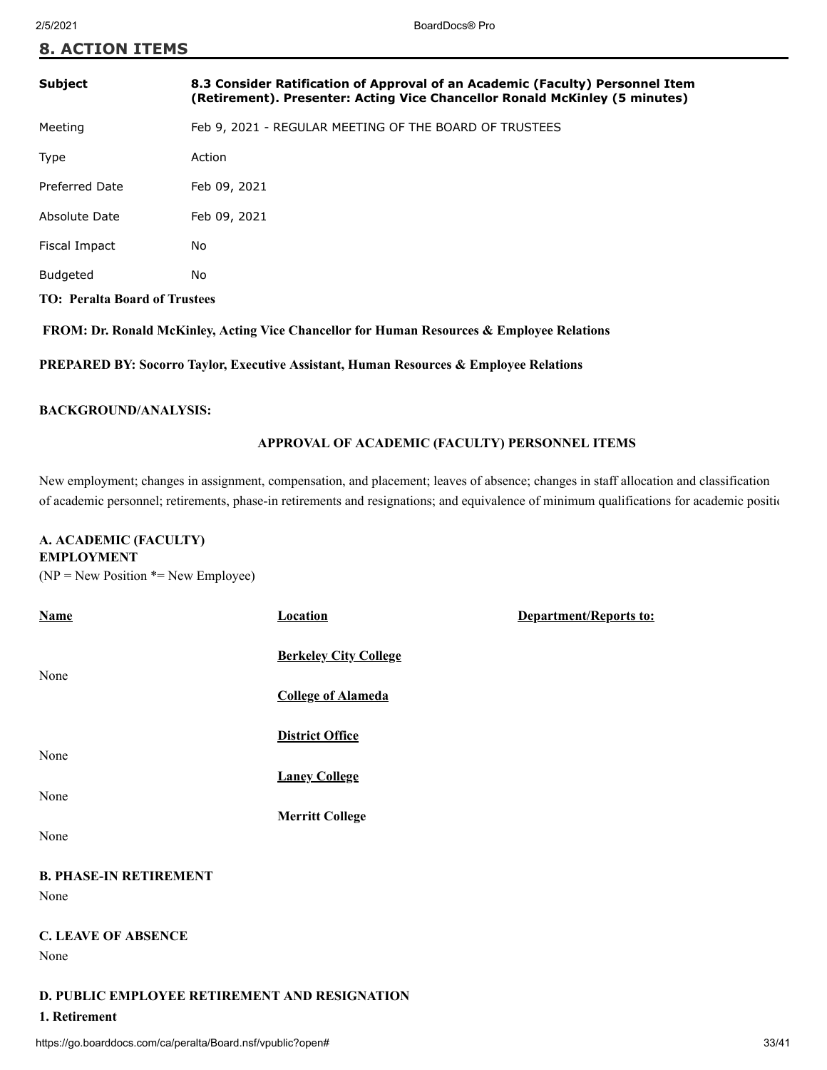## 8. ACTION ITEMS

| | |
|---|---|
| **Subject** | **8.3 Consider Ratification of Approval of an Academic (Faculty) Personnel Item (Retirement). Presenter: Acting Vice Chancellor Ronald McKinley (5 minutes)** |
| Meeting | Feb 9, 2021 - REGULAR MEETING OF THE BOARD OF TRUSTEES |
| Type | Action |
| Preferred Date | Feb 09, 2021 |
| Absolute Date | Feb 09, 2021 |
| Fiscal Impact | No |
| Budgeted | No |

**TO: Peralta Board of Trustees**

**FROM: Dr. Ronald McKinley, Acting Vice Chancellor for Human Resources & Employee Relations**

**PREPARED BY: Socorro Taylor, Executive Assistant, Human Resources & Employee Relations**

**BACKGROUND/ANALYSIS:**

**APPROVAL OF ACADEMIC (FACULTY) PERSONNEL ITEMS**

New employment; changes in assignment, compensation, and placement; leaves of absence; changes in staff allocation and classification of academic personnel; retirements, phase-in retirements and resignations; and equivalence of minimum qualifications for academic positio

**A. ACADEMIC (FACULTY) EMPLOYMENT**
(NP = New Position *= New Employee)

| Name | Location | Department/Reports to: |
|---|---|---|
| | **Berkeley City College** | |
| None | | |
| | **College of Alameda** | |
| | **District Office** | |
| None | | |
| | **Laney College** | |
| None | | |
| | **Merritt College** | |
| None | | |

**B. PHASE-IN RETIREMENT**

None

**C. LEAVE OF ABSENCE**

None

**D. PUBLIC EMPLOYEE RETIREMENT AND RESIGNATION**

**1. Retirement**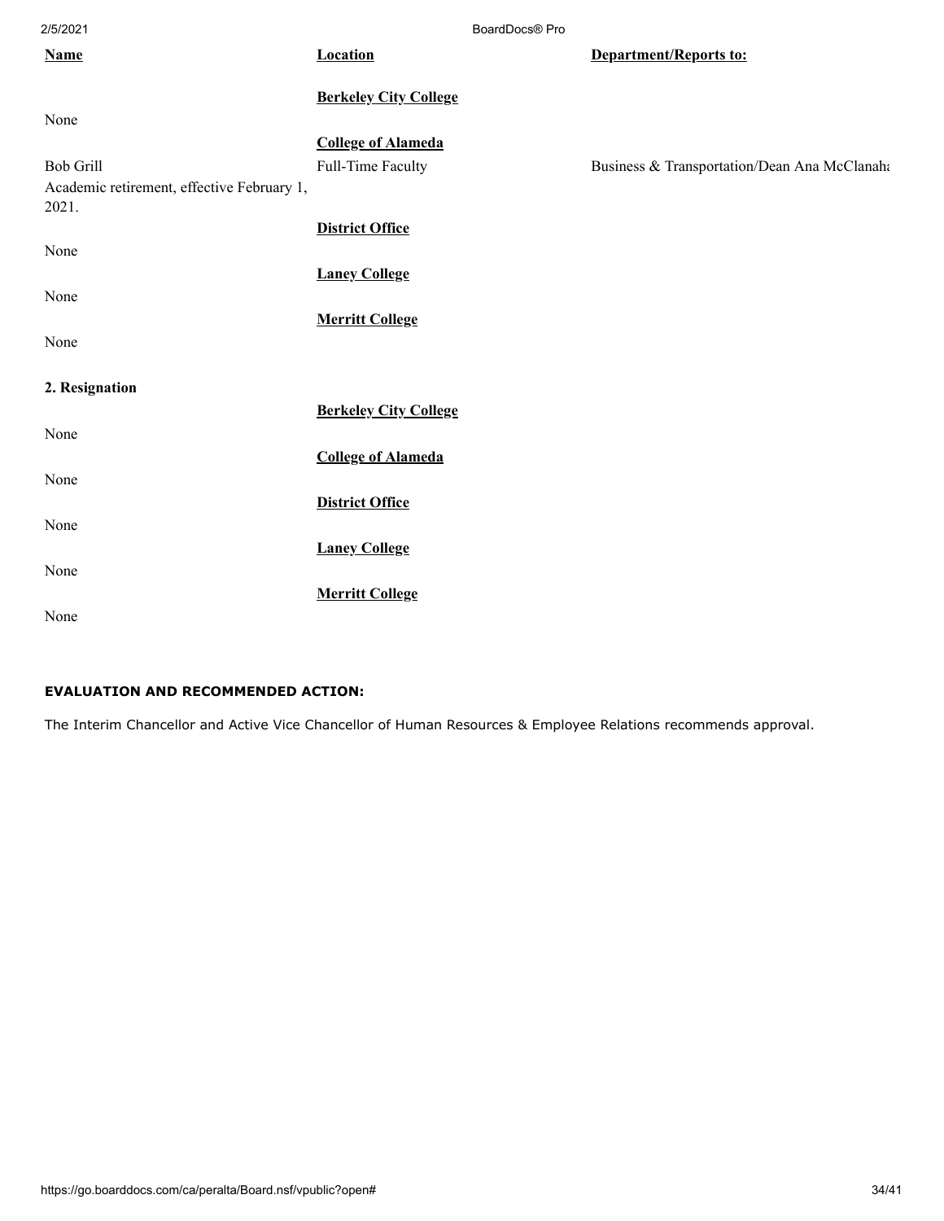| Name | Location | Department/Reports to: |
| --- | --- | --- |
| | **Berkeley City College** | |
| None | | |
| | **College of Alameda** | |
| Bob Grill<br>Academic retirement, effective February 1, 2021. | Full-Time Faculty | Business & Transportation/Dean Ana McClanaha |
| | **District Office** | |
| None | | |
| | **Laney College** | |
| None | | |
| | **Merritt College** | |
| None | | |

**2. Resignation**

| | | |
| --- | --- | --- |
| | **Berkeley City College** | |
| None | | |
| | **College of Alameda** | |
| None | | |
| | **District Office** | |
| None | | |
| | **Laney College** | |
| None | | |
| | **Merritt College** | |
| None | | |

**EVALUATION AND RECOMMENDED ACTION:**

The Interim Chancellor and Active Vice Chancellor of Human Resources & Employee Relations recommends approval.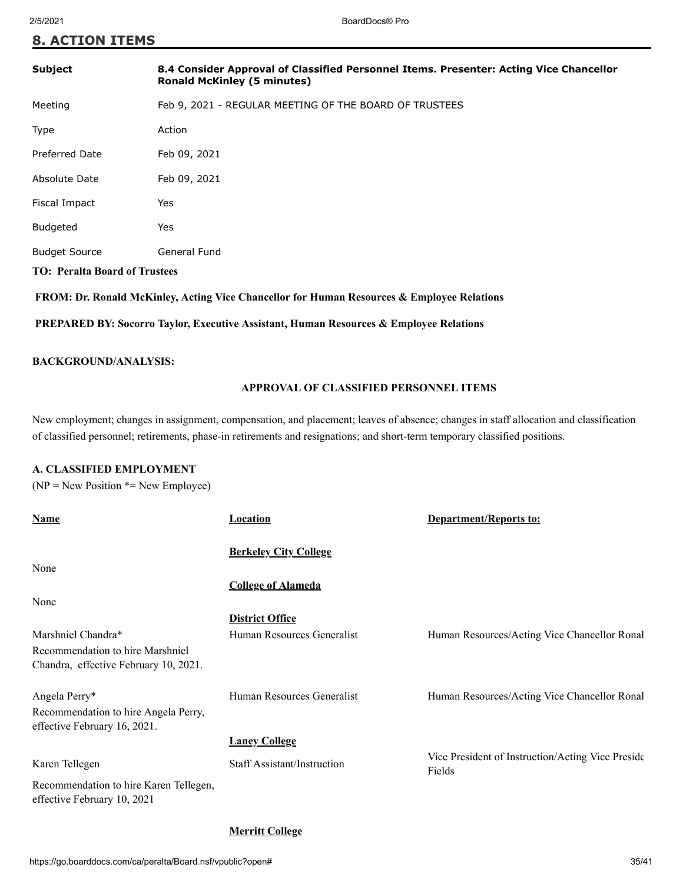## 8. ACTION ITEMS

| | |
|---|---|
| **Subject** | **8.4 Consider Approval of Classified Personnel Items. Presenter: Acting Vice Chancellor Ronald McKinley (5 minutes)** |
| Meeting | Feb 9, 2021 - REGULAR MEETING OF THE BOARD OF TRUSTEES |
| Type | Action |
| Preferred Date | Feb 09, 2021 |
| Absolute Date | Feb 09, 2021 |
| Fiscal Impact | Yes |
| Budgeted | Yes |
| Budget Source | General Fund |

**TO: Peralta Board of Trustees**

**FROM: Dr. Ronald McKinley, Acting Vice Chancellor for Human Resources & Employee Relations**

**PREPARED BY: Socorro Taylor, Executive Assistant, Human Resources & Employee Relations**

**BACKGROUND/ANALYSIS:**

**APPROVAL OF CLASSIFIED PERSONNEL ITEMS**

New employment; changes in assignment, compensation, and placement; leaves of absence; changes in staff allocation and classification of classified personnel; retirements, phase-in retirements and resignations; and short-term temporary classified positions.

**A. CLASSIFIED EMPLOYMENT**

(NP = New Position *= New Employee)

| Name | Location | Department/Reports to: |
|---|---|---|
| | **Berkeley City College** | |
| None | | |
| | **College of Alameda** | |
| None | | |
| | **District Office** | |
| Marshniel Chandra*<br>Recommendation to hire Marshniel Chandra, effective February 10, 2021. | Human Resources Generalist | Human Resources/Acting Vice Chancellor Ronal |
| Angela Perry*<br>Recommendation to hire Angela Perry, effective February 16, 2021. | Human Resources Generalist | Human Resources/Acting Vice Chancellor Ronal |
| | **Laney College** | |
| Karen Tellegen<br>Recommendation to hire Karen Tellegen, effective February 10, 2021 | Staff Assistant/Instruction | Vice President of Instruction/Acting Vice Preside Fields |
| | **Merritt College** | |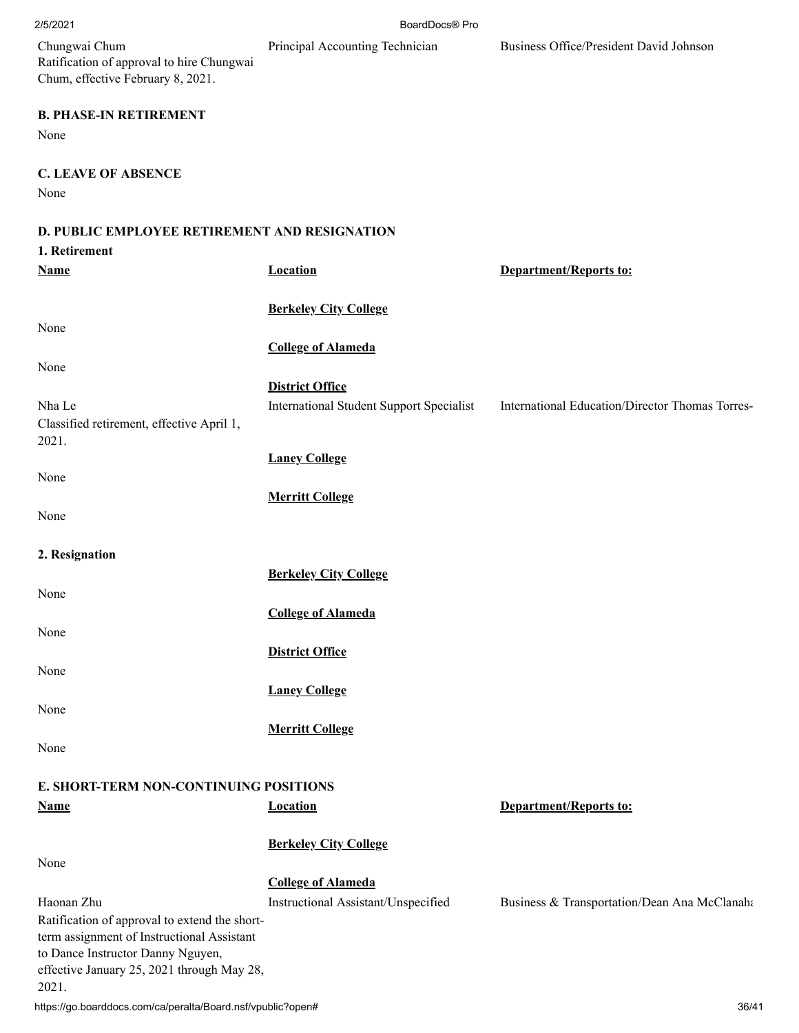| | | |
|---|---|---|
| Chungwai Chum<br>Ratification of approval to hire Chungwai Chum, effective February 8, 2021. | Principal Accounting Technician | Business Office/President David Johnson |

**B. PHASE-IN RETIREMENT**

None

**C. LEAVE OF ABSENCE**

None

**D. PUBLIC EMPLOYEE RETIREMENT AND RESIGNATION**

**1. Retirement**

| **Name** | **Location** | **Department/Reports to:** |
|---|---|---|
| | **Berkeley City College** | |
| None | | |
| | **College of Alameda** | |
| None | | |
| | **District Office** | |
| Nha Le<br>Classified retirement, effective April 1, 2021. | International Student Support Specialist | International Education/Director Thomas Torres- |
| | **Laney College** | |
| None | | |
| | **Merritt College** | |
| None | | |

**2. Resignation**

| | | |
|---|---|---|
| | **Berkeley City College** | |
| None | | |
| | **College of Alameda** | |
| None | | |
| | **District Office** | |
| None | | |
| | **Laney College** | |
| None | | |
| | **Merritt College** | |
| None | | |

**E. SHORT-TERM NON-CONTINUING POSITIONS**

| **Name** | **Location** | **Department/Reports to:** |
|---|---|---|
| | **Berkeley City College** | |
| None | | |
| | **College of Alameda** | |
| Haonan Zhu<br>Ratification of approval to extend the short-term assignment of Instructional Assistant to Dance Instructor Danny Nguyen, effective January 25, 2021 through May 28, 2021. | Instructional Assistant/Unspecified | Business & Transportation/Dean Ana McClanaha |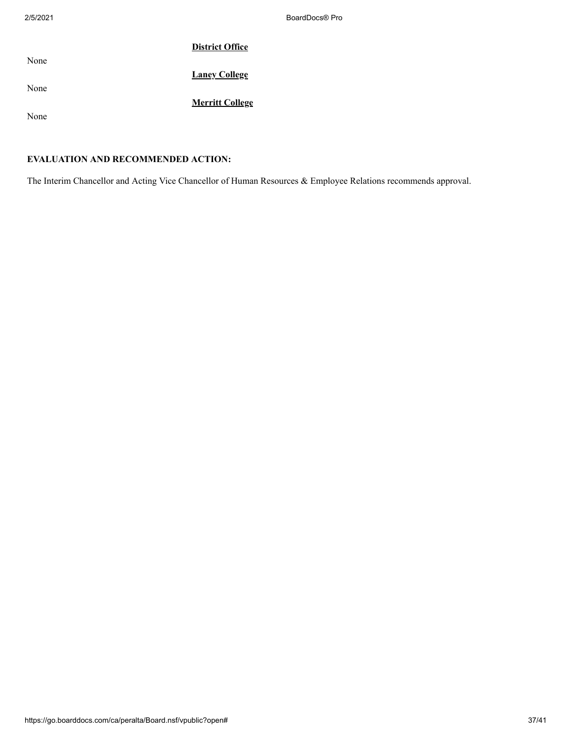**District Office**

None

**Laney College**

None

**Merritt College**

None

**EVALUATION AND RECOMMENDED ACTION:**

The Interim Chancellor and Acting Vice Chancellor of Human Resources & Employee Relations recommends approval.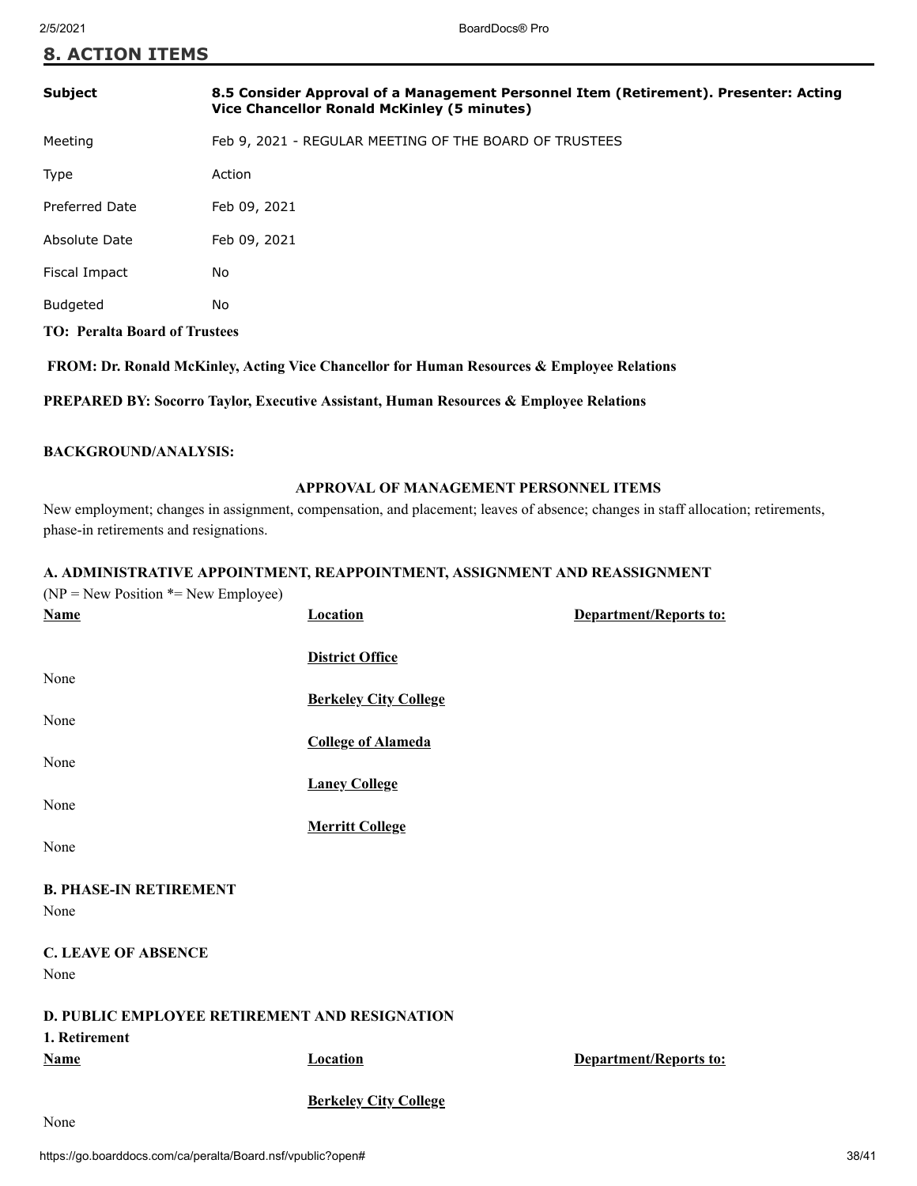## 8. ACTION ITEMS

| | |
|---|---|
| **Subject** | **8.5 Consider Approval of a Management Personnel Item (Retirement). Presenter: Acting Vice Chancellor Ronald McKinley (5 minutes)** |
| Meeting | Feb 9, 2021 - REGULAR MEETING OF THE BOARD OF TRUSTEES |
| Type | Action |
| Preferred Date | Feb 09, 2021 |
| Absolute Date | Feb 09, 2021 |
| Fiscal Impact | No |
| Budgeted | No |

**TO: Peralta Board of Trustees**

**FROM: Dr. Ronald McKinley, Acting Vice Chancellor for Human Resources & Employee Relations**

**PREPARED BY: Socorro Taylor, Executive Assistant, Human Resources & Employee Relations**

**BACKGROUND/ANALYSIS:**

**APPROVAL OF MANAGEMENT PERSONNEL ITEMS**

New employment; changes in assignment, compensation, and placement; leaves of absence; changes in staff allocation; retirements, phase-in retirements and resignations.

**A. ADMINISTRATIVE APPOINTMENT, REAPPOINTMENT, ASSIGNMENT AND REASSIGNMENT**

(NP = New Position *= New Employee)

| **Name** | **Location** | **Department/Reports to:** |
|---|---|---|
| | **District Office** | |
| None | | |
| | **Berkeley City College** | |
| None | | |
| | **College of Alameda** | |
| None | | |
| | **Laney College** | |
| None | | |
| | **Merritt College** | |
| None | | |

**B. PHASE-IN RETIREMENT**

None

**C. LEAVE OF ABSENCE**

None

**D. PUBLIC EMPLOYEE RETIREMENT AND RESIGNATION**

**1. Retirement**

| **Name** | **Location** | **Department/Reports to:** |
|---|---|---|
| | **Berkeley City College** | |
| None | | |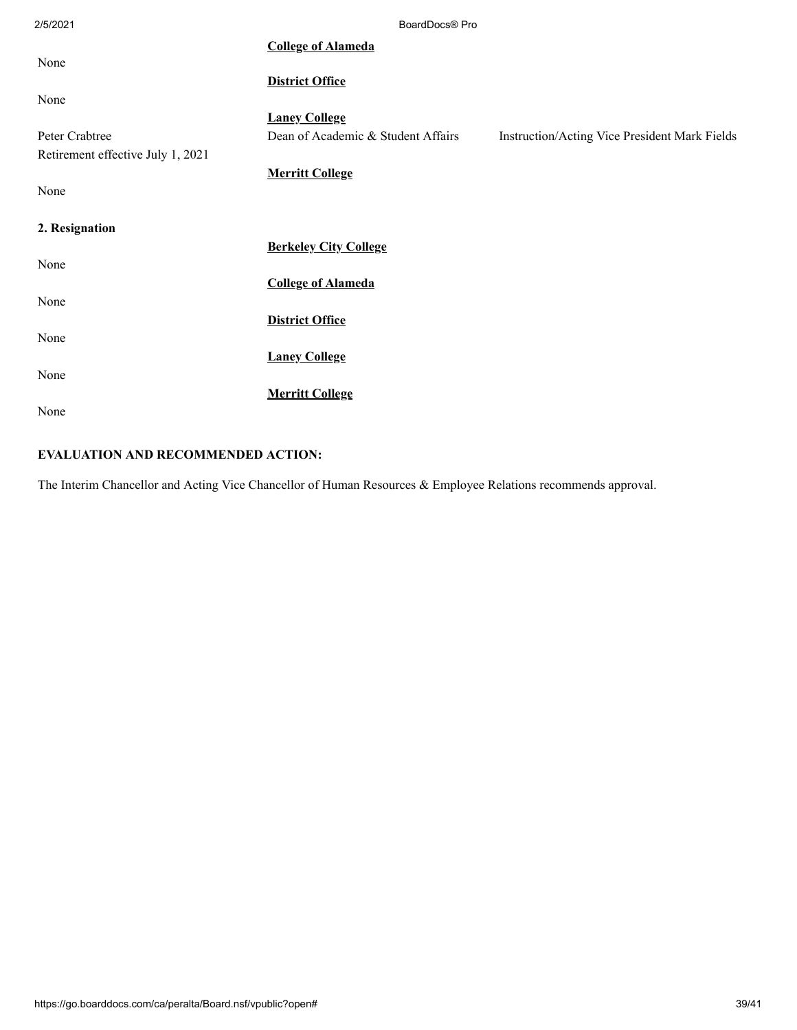**College of Alameda**

None

**District Office**

None

**Laney College**

Peter Crabtree — Dean of Academic & Student Affairs — Instruction/Acting Vice President Mark Fields

Retirement effective July 1, 2021

**Merritt College**

None

**2. Resignation**

**Berkeley City College**

None

**College of Alameda**

None

**District Office**

None

**Laney College**

None

**Merritt College**

None

**EVALUATION AND RECOMMENDED ACTION:**

The Interim Chancellor and Acting Vice Chancellor of Human Resources & Employee Relations recommends approval.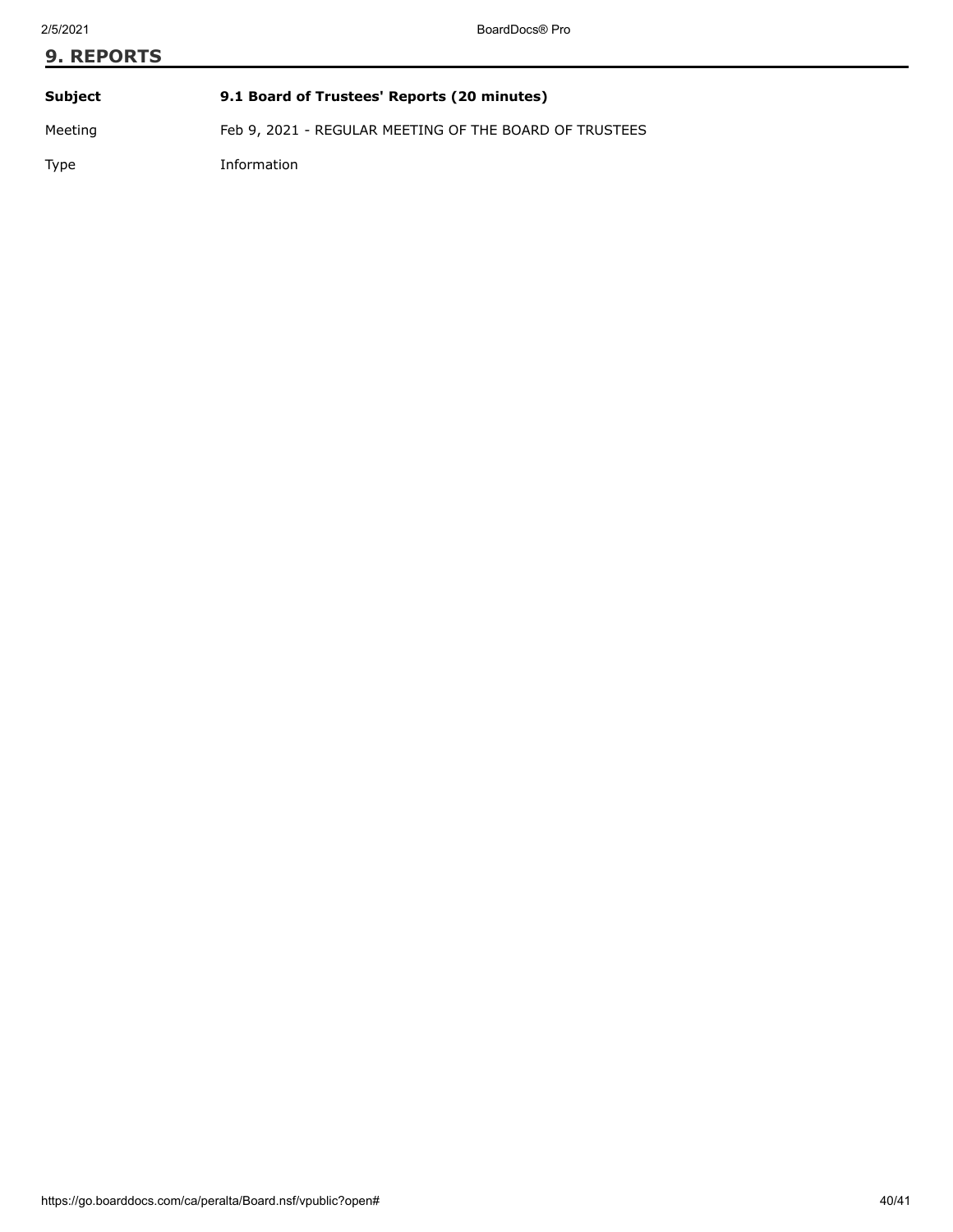## 9. REPORTS

| | |
|---|---|
| **Subject** | **9.1 Board of Trustees' Reports (20 minutes)** |
| Meeting | Feb 9, 2021 - REGULAR MEETING OF THE BOARD OF TRUSTEES |
| Type | Information |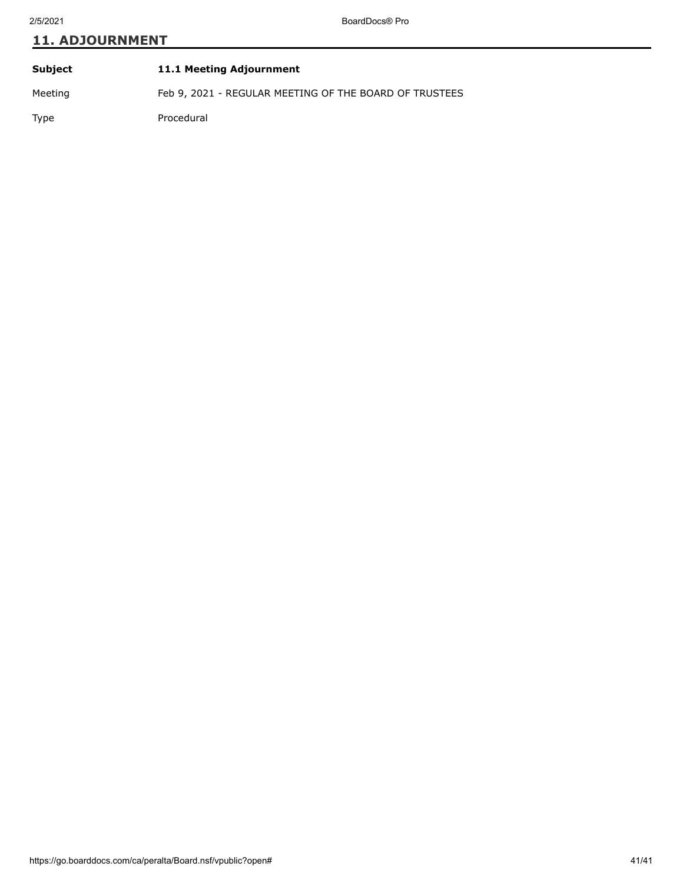## 11. ADJOURNMENT

| | |
|---|---|
| **Subject** | **11.1 Meeting Adjournment** |
| Meeting | Feb 9, 2021 - REGULAR MEETING OF THE BOARD OF TRUSTEES |
| Type | Procedural |